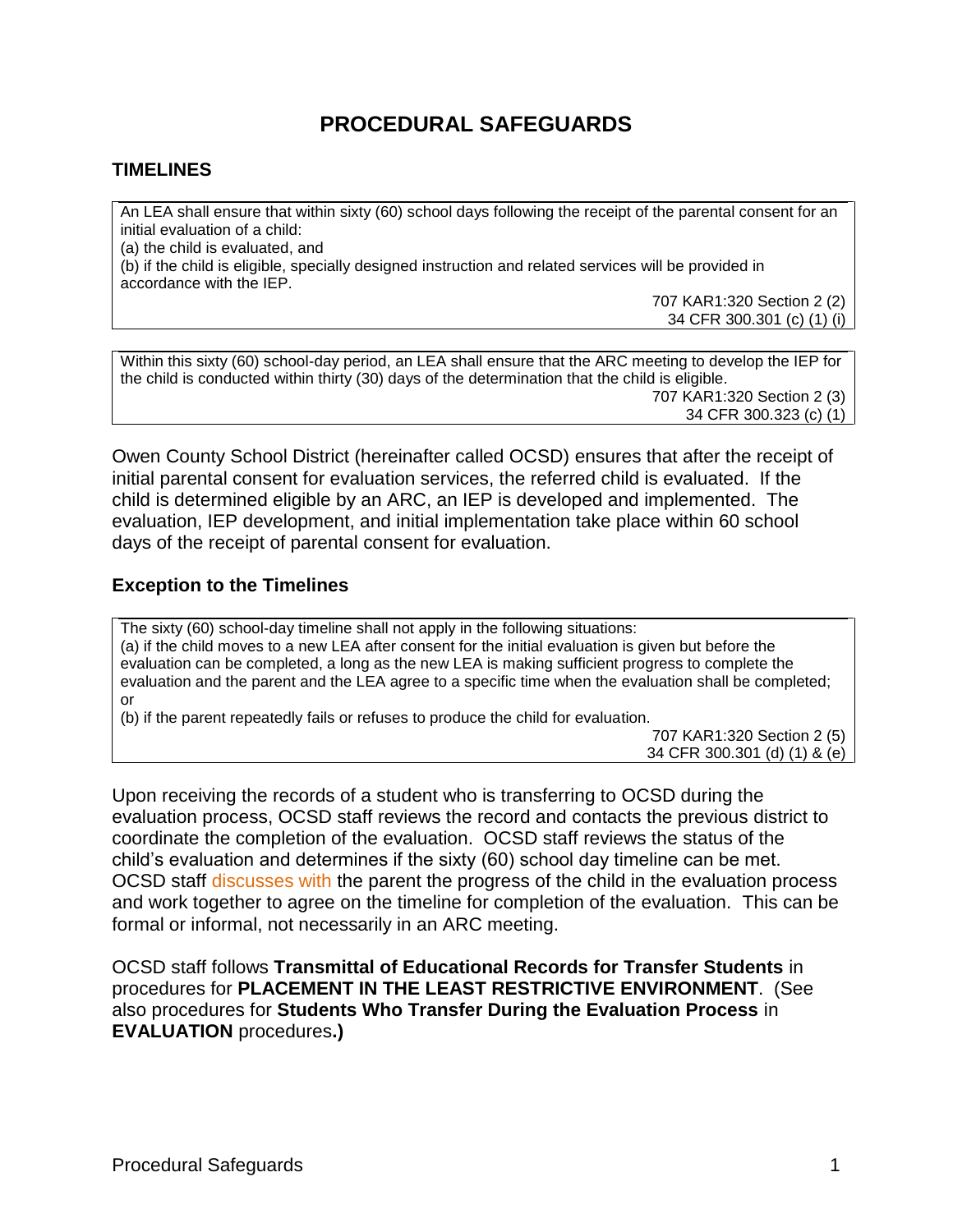# PROCEDURAL SAFEGUARDS

## TIMELINES

> An LEA shall ensure that within sixty (60) school days following the receipt of the parental consent for an initial evaluation of a child:
> (a) the child is evaluated, and
> (b) if the child is eligible, specially designed instruction and related services will be provided in accordance with the IEP.
>
> 707 KAR1:320 Section 2 (2)
> 34 CFR 300.301 (c) (1) (i)

> Within this sixty (60) school-day period, an LEA shall ensure that the ARC meeting to develop the IEP for the child is conducted within thirty (30) days of the determination that the child is eligible.
>
> 707 KAR1:320 Section 2 (3)
> 34 CFR 300.323 (c) (1)

Owen County School District (hereinafter called OCSD) ensures that after the receipt of initial parental consent for evaluation services, the referred child is evaluated. If the child is determined eligible by an ARC, an IEP is developed and implemented. The evaluation, IEP development, and initial implementation take place within 60 school days of the receipt of parental consent for evaluation.

### Exception to the Timelines

> The sixty (60) school-day timeline shall not apply in the following situations:
> (a) if the child moves to a new LEA after consent for the initial evaluation is given but before the evaluation can be completed, a long as the new LEA is making sufficient progress to complete the evaluation and the parent and the LEA agree to a specific time when the evaluation shall be completed; or
> (b) if the parent repeatedly fails or refuses to produce the child for evaluation.
>
> 707 KAR1:320 Section 2 (5)
> 34 CFR 300.301 (d) (1) & (e)

Upon receiving the records of a student who is transferring to OCSD during the evaluation process, OCSD staff reviews the record and contacts the previous district to coordinate the completion of the evaluation. OCSD staff reviews the status of the child's evaluation and determines if the sixty (60) school day timeline can be met. OCSD staff discusses with the parent the progress of the child in the evaluation process and work together to agree on the timeline for completion of the evaluation. This can be formal or informal, not necessarily in an ARC meeting.

OCSD staff follows **Transmittal of Educational Records for Transfer Students** in procedures for **PLACEMENT IN THE LEAST RESTRICTIVE ENVIRONMENT**. (See also procedures for **Students Who Transfer During the Evaluation Process** in **EVALUATION** procedures**.)**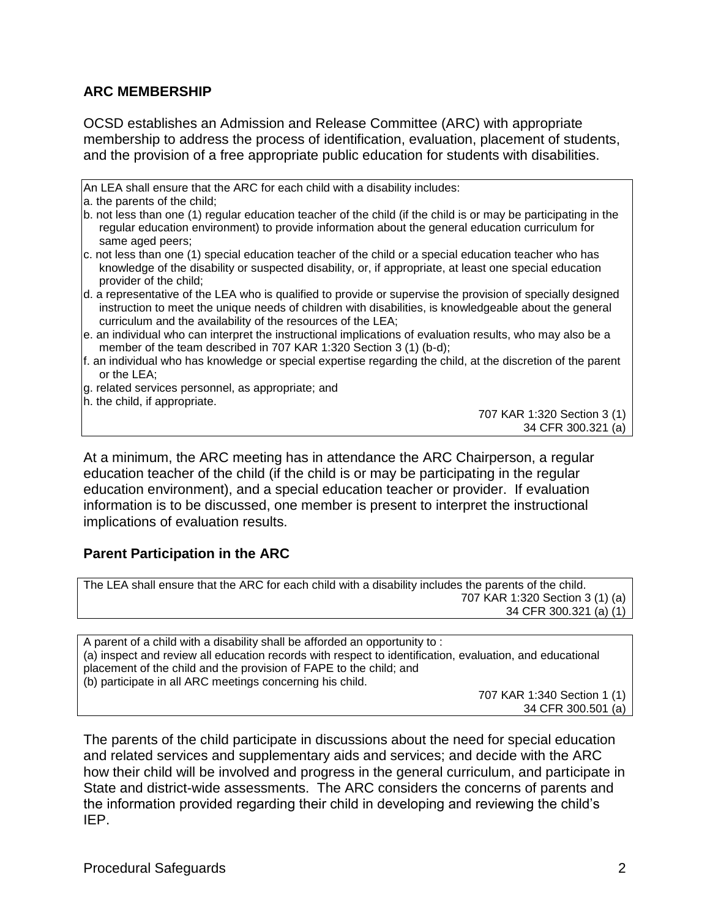## ARC MEMBERSHIP

OCSD establishes an Admission and Release Committee (ARC) with appropriate membership to address the process of identification, evaluation, placement of students, and the provision of a free appropriate public education for students with disabilities.

> An LEA shall ensure that the ARC for each child with a disability includes:
> a. the parents of the child;
> b. not less than one (1) regular education teacher of the child (if the child is or may be participating in the regular education environment) to provide information about the general education curriculum for same aged peers;
> c. not less than one (1) special education teacher of the child or a special education teacher who has knowledge of the disability or suspected disability, or, if appropriate, at least one special education provider of the child;
> d. a representative of the LEA who is qualified to provide or supervise the provision of specially designed instruction to meet the unique needs of children with disabilities, is knowledgeable about the general curriculum and the availability of the resources of the LEA;
> e. an individual who can interpret the instructional implications of evaluation results, who may also be a member of the team described in 707 KAR 1:320 Section 3 (1) (b-d);
> f. an individual who has knowledge or special expertise regarding the child, at the discretion of the parent or the LEA;
> g. related services personnel, as appropriate; and
> h. the child, if appropriate.
>
> 707 KAR 1:320 Section 3 (1)
> 34 CFR 300.321 (a)

At a minimum, the ARC meeting has in attendance the ARC Chairperson, a regular education teacher of the child (if the child is or may be participating in the regular education environment), and a special education teacher or provider. If evaluation information is to be discussed, one member is present to interpret the instructional implications of evaluation results.

### Parent Participation in the ARC

> The LEA shall ensure that the ARC for each child with a disability includes the parents of the child.
>
> 707 KAR 1:320 Section 3 (1) (a)
> 34 CFR 300.321 (a) (1)

> A parent of a child with a disability shall be afforded an opportunity to :
> (a) inspect and review all education records with respect to identification, evaluation, and educational placement of the child and the provision of FAPE to the child; and
> (b) participate in all ARC meetings concerning his child.
>
> 707 KAR 1:340 Section 1 (1)
> 34 CFR 300.501 (a)

The parents of the child participate in discussions about the need for special education and related services and supplementary aids and services; and decide with the ARC how their child will be involved and progress in the general curriculum, and participate in State and district-wide assessments. The ARC considers the concerns of parents and the information provided regarding their child in developing and reviewing the child's IEP.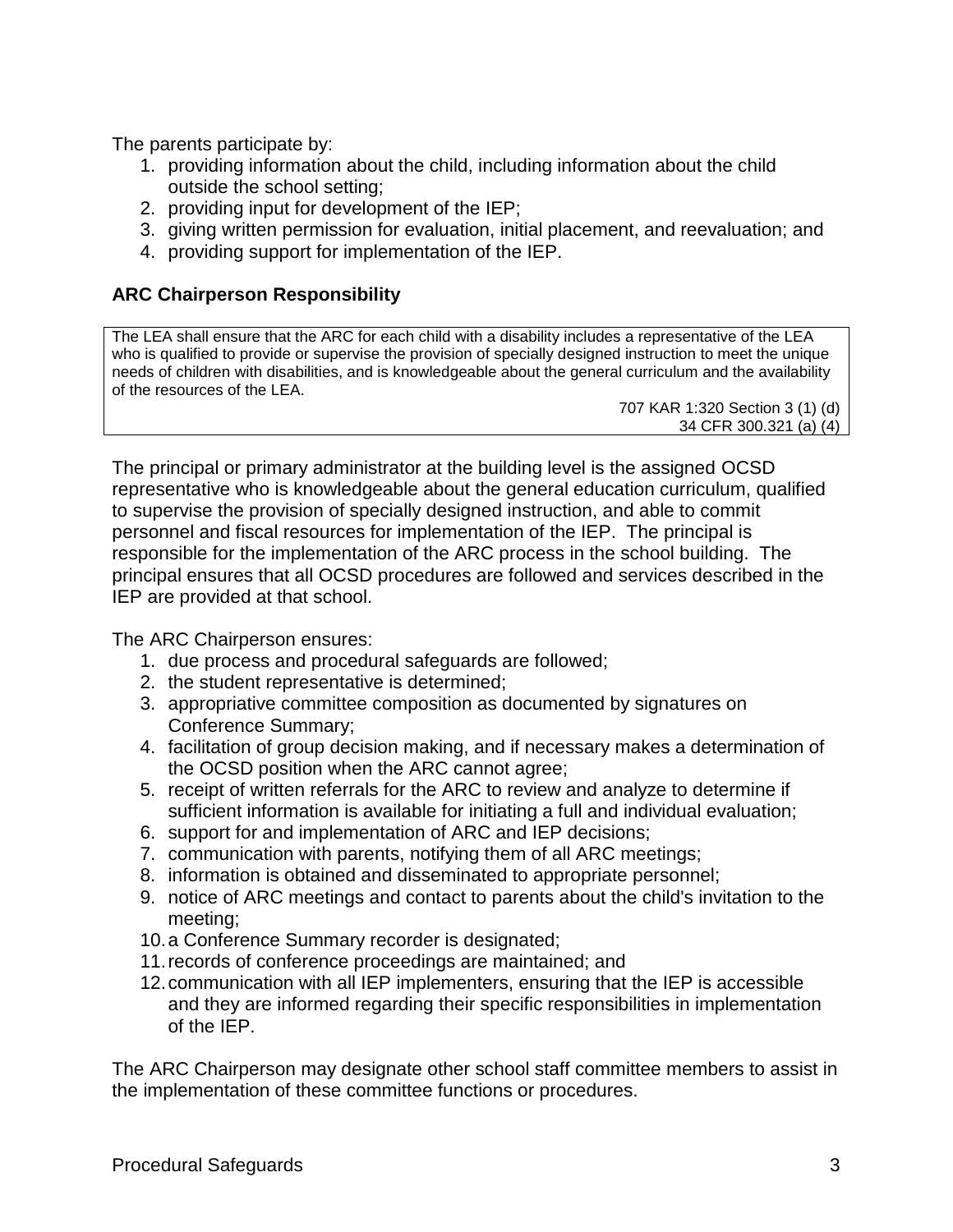The parents participate by:

1. providing information about the child, including information about the child outside the school setting;
2. providing input for development of the IEP;
3. giving written permission for evaluation, initial placement, and reevaluation; and
4. providing support for implementation of the IEP.

### ARC Chairperson Responsibility

> The LEA shall ensure that the ARC for each child with a disability includes a representative of the LEA who is qualified to provide or supervise the provision of specially designed instruction to meet the unique needs of children with disabilities, and is knowledgeable about the general curriculum and the availability of the resources of the LEA.
>
> 707 KAR 1:320 Section 3 (1) (d)
> 34 CFR 300.321 (a) (4)

The principal or primary administrator at the building level is the assigned OCSD representative who is knowledgeable about the general education curriculum, qualified to supervise the provision of specially designed instruction, and able to commit personnel and fiscal resources for implementation of the IEP. The principal is responsible for the implementation of the ARC process in the school building. The principal ensures that all OCSD procedures are followed and services described in the IEP are provided at that school.

The ARC Chairperson ensures:

1. due process and procedural safeguards are followed;
2. the student representative is determined;
3. appropriative committee composition as documented by signatures on Conference Summary;
4. facilitation of group decision making, and if necessary makes a determination of the OCSD position when the ARC cannot agree;
5. receipt of written referrals for the ARC to review and analyze to determine if sufficient information is available for initiating a full and individual evaluation;
6. support for and implementation of ARC and IEP decisions;
7. communication with parents, notifying them of all ARC meetings;
8. information is obtained and disseminated to appropriate personnel;
9. notice of ARC meetings and contact to parents about the child's invitation to the meeting;
10. a Conference Summary recorder is designated;
11. records of conference proceedings are maintained; and
12. communication with all IEP implementers, ensuring that the IEP is accessible and they are informed regarding their specific responsibilities in implementation of the IEP.

The ARC Chairperson may designate other school staff committee members to assist in the implementation of these committee functions or procedures.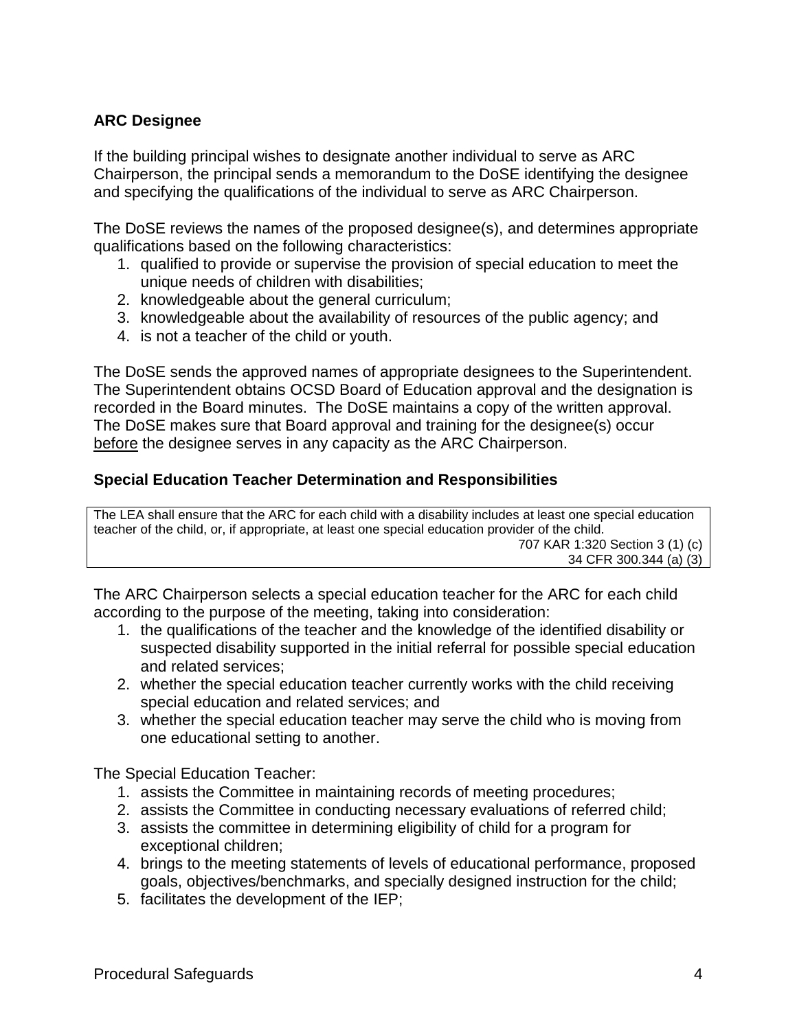### ARC Designee

If the building principal wishes to designate another individual to serve as ARC Chairperson, the principal sends a memorandum to the DoSE identifying the designee and specifying the qualifications of the individual to serve as ARC Chairperson.

The DoSE reviews the names of the proposed designee(s), and determines appropriate qualifications based on the following characteristics:

1. qualified to provide or supervise the provision of special education to meet the unique needs of children with disabilities;
2. knowledgeable about the general curriculum;
3. knowledgeable about the availability of resources of the public agency; and
4. is not a teacher of the child or youth.

The DoSE sends the approved names of appropriate designees to the Superintendent. The Superintendent obtains OCSD Board of Education approval and the designation is recorded in the Board minutes. The DoSE maintains a copy of the written approval. The DoSE makes sure that Board approval and training for the designee(s) occur before the designee serves in any capacity as the ARC Chairperson.

### Special Education Teacher Determination and Responsibilities

> The LEA shall ensure that the ARC for each child with a disability includes at least one special education teacher of the child, or, if appropriate, at least one special education provider of the child.
>
> 707 KAR 1:320 Section 3 (1) (c)
> 34 CFR 300.344 (a) (3)

The ARC Chairperson selects a special education teacher for the ARC for each child according to the purpose of the meeting, taking into consideration:

1. the qualifications of the teacher and the knowledge of the identified disability or suspected disability supported in the initial referral for possible special education and related services;
2. whether the special education teacher currently works with the child receiving special education and related services; and
3. whether the special education teacher may serve the child who is moving from one educational setting to another.

The Special Education Teacher:

1. assists the Committee in maintaining records of meeting procedures;
2. assists the Committee in conducting necessary evaluations of referred child;
3. assists the committee in determining eligibility of child for a program for exceptional children;
4. brings to the meeting statements of levels of educational performance, proposed goals, objectives/benchmarks, and specially designed instruction for the child;
5. facilitates the development of the IEP;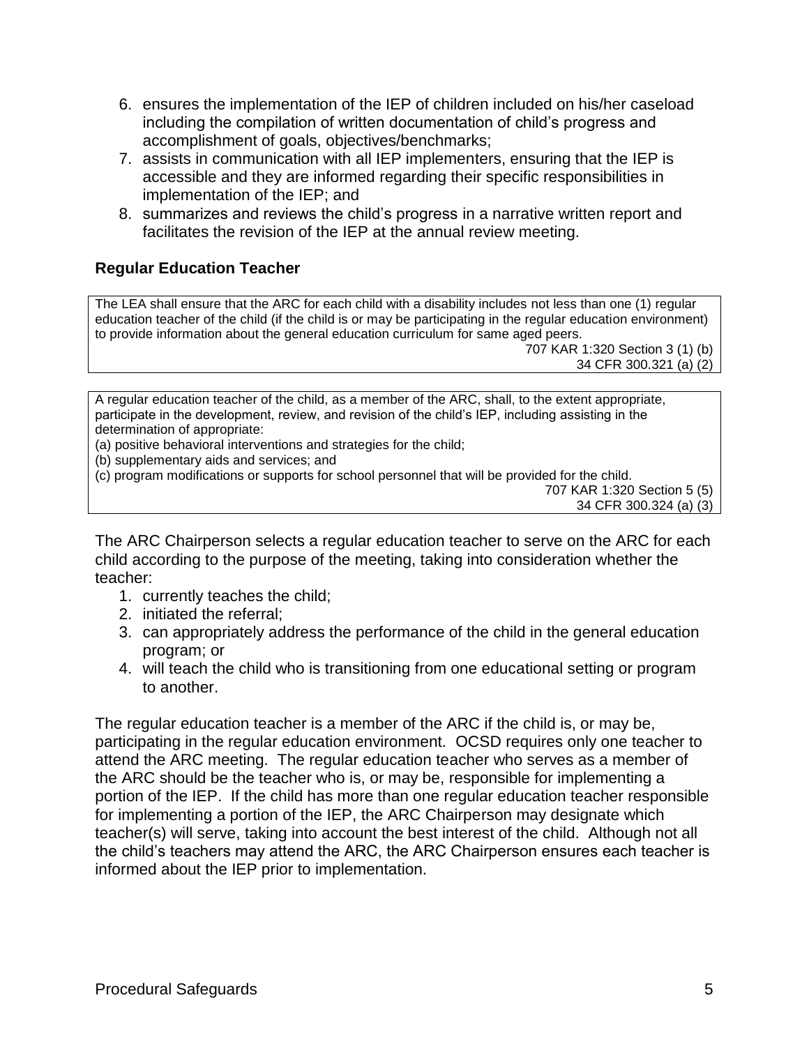6. ensures the implementation of the IEP of children included on his/her caseload including the compilation of written documentation of child's progress and accomplishment of goals, objectives/benchmarks;
7. assists in communication with all IEP implementers, ensuring that the IEP is accessible and they are informed regarding their specific responsibilities in implementation of the IEP; and
8. summarizes and reviews the child's progress in a narrative written report and facilitates the revision of the IEP at the annual review meeting.

### Regular Education Teacher

> The LEA shall ensure that the ARC for each child with a disability includes not less than one (1) regular education teacher of the child (if the child is or may be participating in the regular education environment) to provide information about the general education curriculum for same aged peers.
>
> 707 KAR 1:320 Section 3 (1) (b)
> 34 CFR 300.321 (a) (2)

> A regular education teacher of the child, as a member of the ARC, shall, to the extent appropriate, participate in the development, review, and revision of the child's IEP, including assisting in the determination of appropriate:
> (a) positive behavioral interventions and strategies for the child;
> (b) supplementary aids and services; and
> (c) program modifications or supports for school personnel that will be provided for the child.
>
> 707 KAR 1:320 Section 5 (5)
> 34 CFR 300.324 (a) (3)

The ARC Chairperson selects a regular education teacher to serve on the ARC for each child according to the purpose of the meeting, taking into consideration whether the teacher:

1. currently teaches the child;
2. initiated the referral;
3. can appropriately address the performance of the child in the general education program; or
4. will teach the child who is transitioning from one educational setting or program to another.

The regular education teacher is a member of the ARC if the child is, or may be, participating in the regular education environment. OCSD requires only one teacher to attend the ARC meeting. The regular education teacher who serves as a member of the ARC should be the teacher who is, or may be, responsible for implementing a portion of the IEP. If the child has more than one regular education teacher responsible for implementing a portion of the IEP, the ARC Chairperson may designate which teacher(s) will serve, taking into account the best interest of the child. Although not all the child's teachers may attend the ARC, the ARC Chairperson ensures each teacher is informed about the IEP prior to implementation.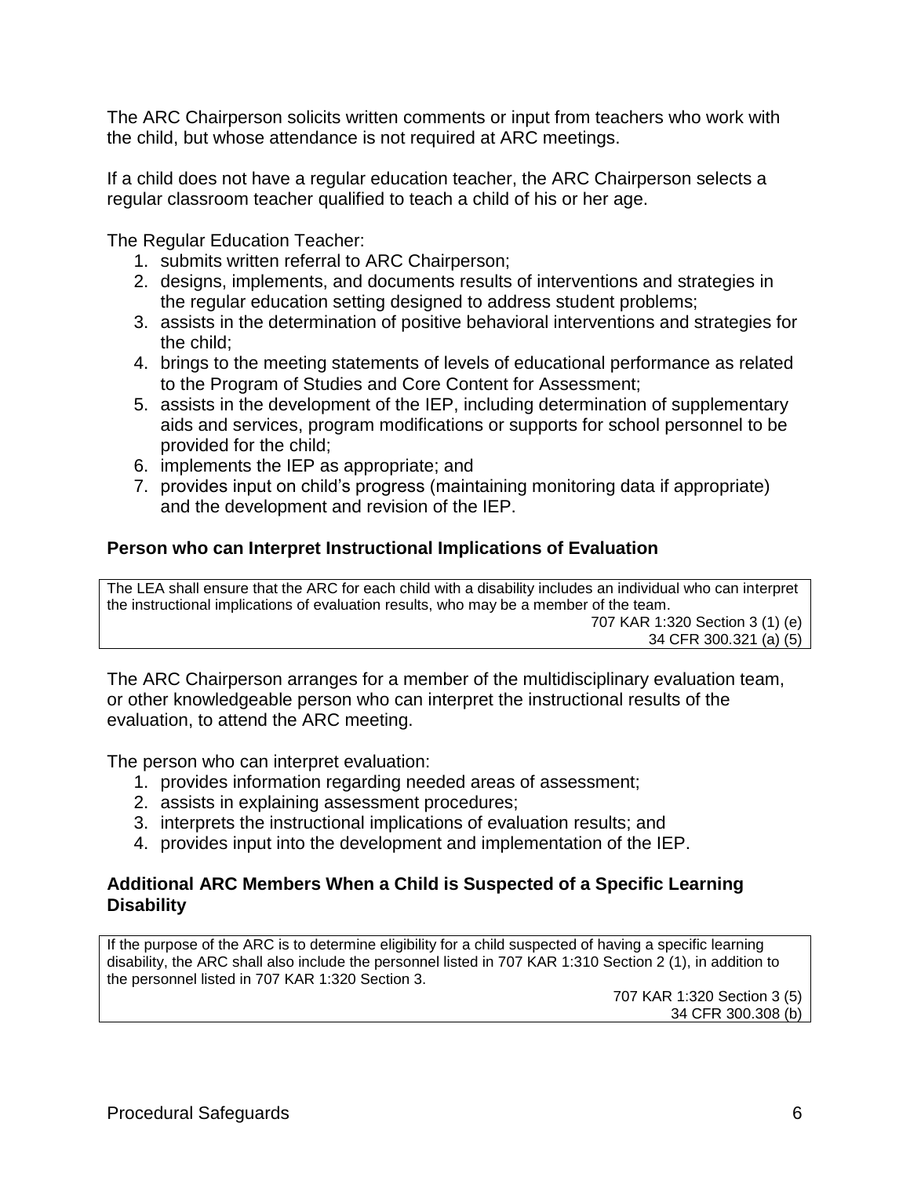The ARC Chairperson solicits written comments or input from teachers who work with the child, but whose attendance is not required at ARC meetings.

If a child does not have a regular education teacher, the ARC Chairperson selects a regular classroom teacher qualified to teach a child of his or her age.

The Regular Education Teacher:

1. submits written referral to ARC Chairperson;
2. designs, implements, and documents results of interventions and strategies in the regular education setting designed to address student problems;
3. assists in the determination of positive behavioral interventions and strategies for the child;
4. brings to the meeting statements of levels of educational performance as related to the Program of Studies and Core Content for Assessment;
5. assists in the development of the IEP, including determination of supplementary aids and services, program modifications or supports for school personnel to be provided for the child;
6. implements the IEP as appropriate; and
7. provides input on child's progress (maintaining monitoring data if appropriate) and the development and revision of the IEP.

### Person who can Interpret Instructional Implications of Evaluation

> The LEA shall ensure that the ARC for each child with a disability includes an individual who can interpret the instructional implications of evaluation results, who may be a member of the team.
>
> 707 KAR 1:320 Section 3 (1) (e)
> 34 CFR 300.321 (a) (5)

The ARC Chairperson arranges for a member of the multidisciplinary evaluation team, or other knowledgeable person who can interpret the instructional results of the evaluation, to attend the ARC meeting.

The person who can interpret evaluation:

1. provides information regarding needed areas of assessment;
2. assists in explaining assessment procedures;
3. interprets the instructional implications of evaluation results; and
4. provides input into the development and implementation of the IEP.

### Additional ARC Members When a Child is Suspected of a Specific Learning Disability

> If the purpose of the ARC is to determine eligibility for a child suspected of having a specific learning disability, the ARC shall also include the personnel listed in 707 KAR 1:310 Section 2 (1), in addition to the personnel listed in 707 KAR 1:320 Section 3.
>
> 707 KAR 1:320 Section 3 (5)
> 34 CFR 300.308 (b)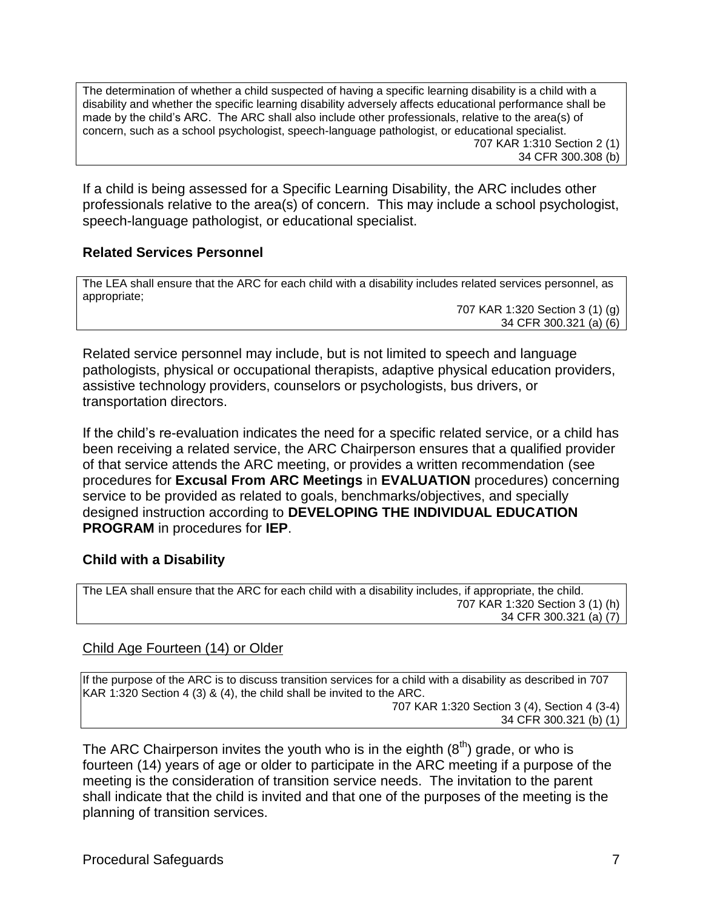> The determination of whether a child suspected of having a specific learning disability is a child with a disability and whether the specific learning disability adversely affects educational performance shall be made by the child's ARC. The ARC shall also include other professionals, relative to the area(s) of concern, such as a school psychologist, speech-language pathologist, or educational specialist.
> 707 KAR 1:310 Section 2 (1)
> 34 CFR 300.308 (b)

If a child is being assessed for a Specific Learning Disability, the ARC includes other professionals relative to the area(s) of concern. This may include a school psychologist, speech-language pathologist, or educational specialist.

### Related Services Personnel

> The LEA shall ensure that the ARC for each child with a disability includes related services personnel, as appropriate;
> 707 KAR 1:320 Section 3 (1) (g)
> 34 CFR 300.321 (a) (6)

Related service personnel may include, but is not limited to speech and language pathologists, physical or occupational therapists, adaptive physical education providers, assistive technology providers, counselors or psychologists, bus drivers, or transportation directors.

If the child's re-evaluation indicates the need for a specific related service, or a child has been receiving a related service, the ARC Chairperson ensures that a qualified provider of that service attends the ARC meeting, or provides a written recommendation (see procedures for **Excusal From ARC Meetings** in **EVALUATION** procedures) concerning service to be provided as related to goals, benchmarks/objectives, and specially designed instruction according to **DEVELOPING THE INDIVIDUAL EDUCATION PROGRAM** in procedures for **IEP**.

### Child with a Disability

> The LEA shall ensure that the ARC for each child with a disability includes, if appropriate, the child.
> 707 KAR 1:320 Section 3 (1) (h)
> 34 CFR 300.321 (a) (7)

#### Child Age Fourteen (14) or Older

> If the purpose of the ARC is to discuss transition services for a child with a disability as described in 707 KAR 1:320 Section 4 (3) & (4), the child shall be invited to the ARC.
> 707 KAR 1:320 Section 3 (4), Section 4 (3-4)
> 34 CFR 300.321 (b) (1)

The ARC Chairperson invites the youth who is in the eighth ($8^{th}$) grade, or who is fourteen (14) years of age or older to participate in the ARC meeting if a purpose of the meeting is the consideration of transition service needs. The invitation to the parent shall indicate that the child is invited and that one of the purposes of the meeting is the planning of transition services.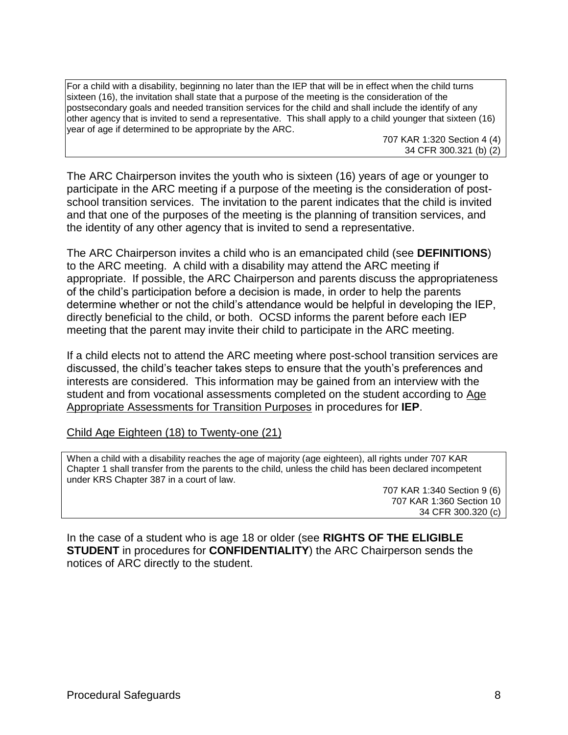> For a child with a disability, beginning no later than the IEP that will be in effect when the child turns sixteen (16), the invitation shall state that a purpose of the meeting is the consideration of the postsecondary goals and needed transition services for the child and shall include the identify of any other agency that is invited to send a representative. This shall apply to a child younger that sixteen (16) year of age if determined to be appropriate by the ARC.
>
> 707 KAR 1:320 Section 4 (4)
> 34 CFR 300.321 (b) (2)

The ARC Chairperson invites the youth who is sixteen (16) years of age or younger to participate in the ARC meeting if a purpose of the meeting is the consideration of post-school transition services. The invitation to the parent indicates that the child is invited and that one of the purposes of the meeting is the planning of transition services, and the identity of any other agency that is invited to send a representative.

The ARC Chairperson invites a child who is an emancipated child (see **DEFINITIONS**) to the ARC meeting. A child with a disability may attend the ARC meeting if appropriate. If possible, the ARC Chairperson and parents discuss the appropriateness of the child's participation before a decision is made, in order to help the parents determine whether or not the child's attendance would be helpful in developing the IEP, directly beneficial to the child, or both. OCSD informs the parent before each IEP meeting that the parent may invite their child to participate in the ARC meeting.

If a child elects not to attend the ARC meeting where post-school transition services are discussed, the child's teacher takes steps to ensure that the youth's preferences and interests are considered. This information may be gained from an interview with the student and from vocational assessments completed on the student according to <u>Age Appropriate Assessments for Transition Purposes</u> in procedures for **IEP**.

<u>Child Age Eighteen (18) to Twenty-one (21)</u>

> When a child with a disability reaches the age of majority (age eighteen), all rights under 707 KAR Chapter 1 shall transfer from the parents to the child, unless the child has been declared incompetent under KRS Chapter 387 in a court of law.
>
> 707 KAR 1:340 Section 9 (6)
> 707 KAR 1:360 Section 10
> 34 CFR 300.320 (c)

In the case of a student who is age 18 or older (see **RIGHTS OF THE ELIGIBLE STUDENT** in procedures for **CONFIDENTIALITY**) the ARC Chairperson sends the notices of ARC directly to the student.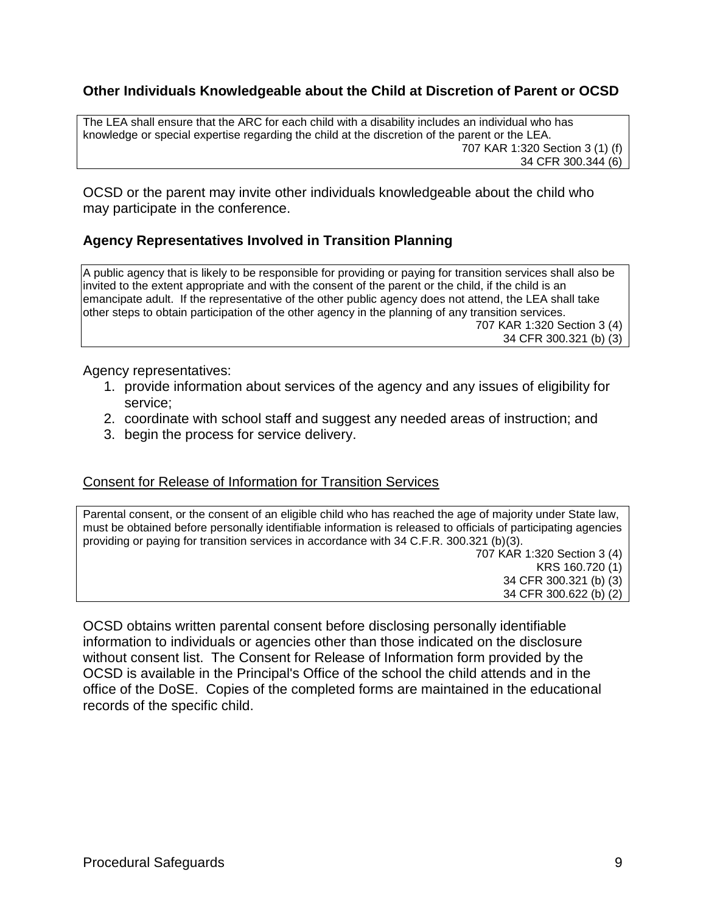### Other Individuals Knowledgeable about the Child at Discretion of Parent or OCSD

> The LEA shall ensure that the ARC for each child with a disability includes an individual who has knowledge or special expertise regarding the child at the discretion of the parent or the LEA.
>
> 707 KAR 1:320 Section 3 (1) (f)
> 34 CFR 300.344 (6)

OCSD or the parent may invite other individuals knowledgeable about the child who may participate in the conference.

### Agency Representatives Involved in Transition Planning

> A public agency that is likely to be responsible for providing or paying for transition services shall also be invited to the extent appropriate and with the consent of the parent or the child, if the child is an emancipate adult. If the representative of the other public agency does not attend, the LEA shall take other steps to obtain participation of the other agency in the planning of any transition services.
>
> 707 KAR 1:320 Section 3 (4)
> 34 CFR 300.321 (b) (3)

Agency representatives:

1. provide information about services of the agency and any issues of eligibility for service;
2. coordinate with school staff and suggest any needed areas of instruction; and
3. begin the process for service delivery.

#### Consent for Release of Information for Transition Services

> Parental consent, or the consent of an eligible child who has reached the age of majority under State law, must be obtained before personally identifiable information is released to officials of participating agencies providing or paying for transition services in accordance with 34 C.F.R. 300.321 (b)(3).
>
> 707 KAR 1:320 Section 3 (4)
> KRS 160.720 (1)
> 34 CFR 300.321 (b) (3)
> 34 CFR 300.622 (b) (2)

OCSD obtains written parental consent before disclosing personally identifiable information to individuals or agencies other than those indicated on the disclosure without consent list. The Consent for Release of Information form provided by the OCSD is available in the Principal's Office of the school the child attends and in the office of the DoSE. Copies of the completed forms are maintained in the educational records of the specific child.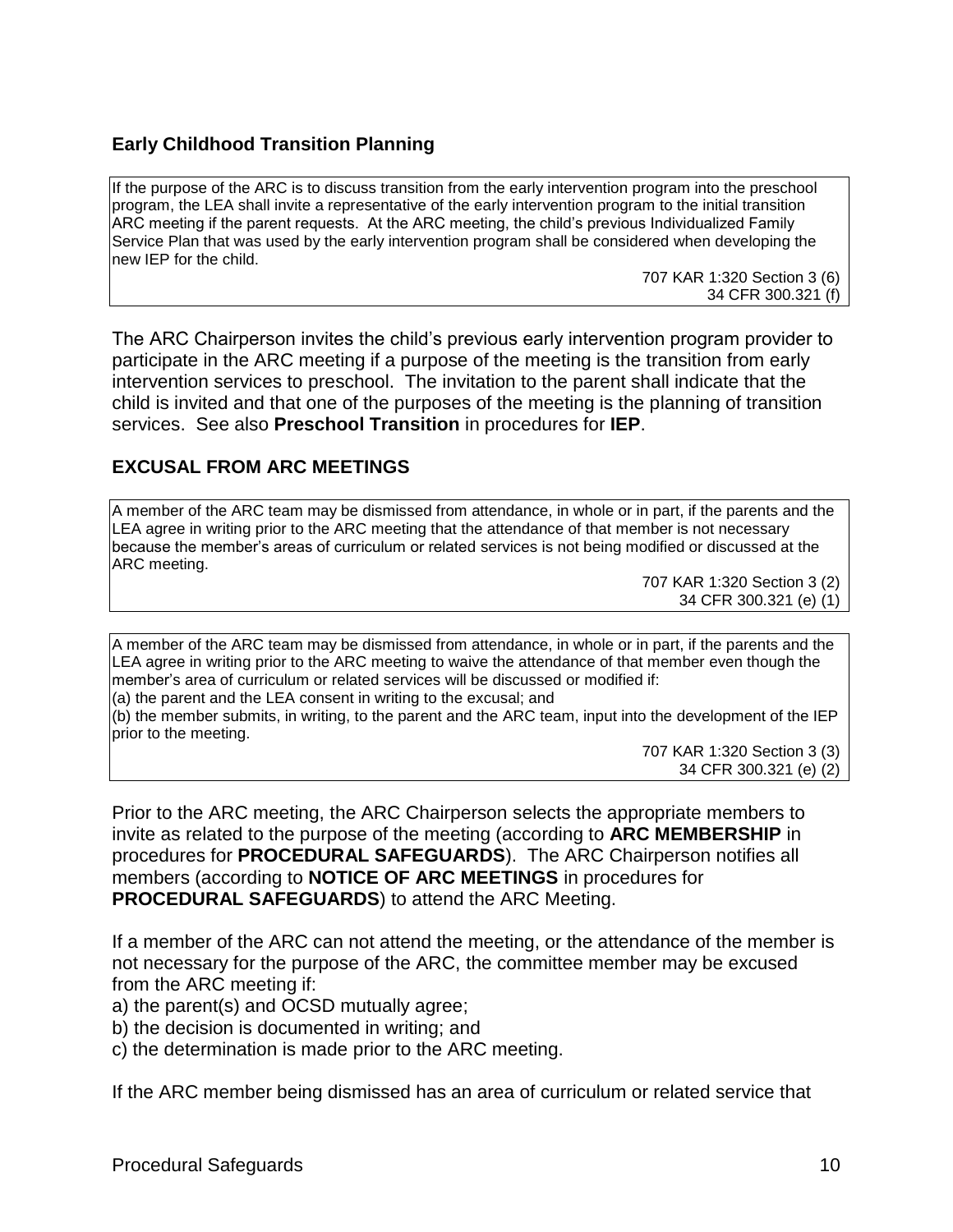### Early Childhood Transition Planning

> If the purpose of the ARC is to discuss transition from the early intervention program into the preschool program, the LEA shall invite a representative of the early intervention program to the initial transition ARC meeting if the parent requests. At the ARC meeting, the child's previous Individualized Family Service Plan that was used by the early intervention program shall be considered when developing the new IEP for the child.
>
> 707 KAR 1:320 Section 3 (6)
> 34 CFR 300.321 (f)

The ARC Chairperson invites the child's previous early intervention program provider to participate in the ARC meeting if a purpose of the meeting is the transition from early intervention services to preschool. The invitation to the parent shall indicate that the child is invited and that one of the purposes of the meeting is the planning of transition services. See also **Preschool Transition** in procedures for **IEP**.

### EXCUSAL FROM ARC MEETINGS

> A member of the ARC team may be dismissed from attendance, in whole or in part, if the parents and the LEA agree in writing prior to the ARC meeting that the attendance of that member is not necessary because the member's areas of curriculum or related services is not being modified or discussed at the ARC meeting.
>
> 707 KAR 1:320 Section 3 (2)
> 34 CFR 300.321 (e) (1)

> A member of the ARC team may be dismissed from attendance, in whole or in part, if the parents and the LEA agree in writing prior to the ARC meeting to waive the attendance of that member even though the member's area of curriculum or related services will be discussed or modified if:
> (a) the parent and the LEA consent in writing to the excusal; and
> (b) the member submits, in writing, to the parent and the ARC team, input into the development of the IEP prior to the meeting.
>
> 707 KAR 1:320 Section 3 (3)
> 34 CFR 300.321 (e) (2)

Prior to the ARC meeting, the ARC Chairperson selects the appropriate members to invite as related to the purpose of the meeting (according to **ARC MEMBERSHIP** in procedures for **PROCEDURAL SAFEGUARDS**). The ARC Chairperson notifies all members (according to **NOTICE OF ARC MEETINGS** in procedures for **PROCEDURAL SAFEGUARDS**) to attend the ARC Meeting.

If a member of the ARC can not attend the meeting, or the attendance of the member is not necessary for the purpose of the ARC, the committee member may be excused from the ARC meeting if:

a) the parent(s) and OCSD mutually agree;
b) the decision is documented in writing; and
c) the determination is made prior to the ARC meeting.

If the ARC member being dismissed has an area of curriculum or related service that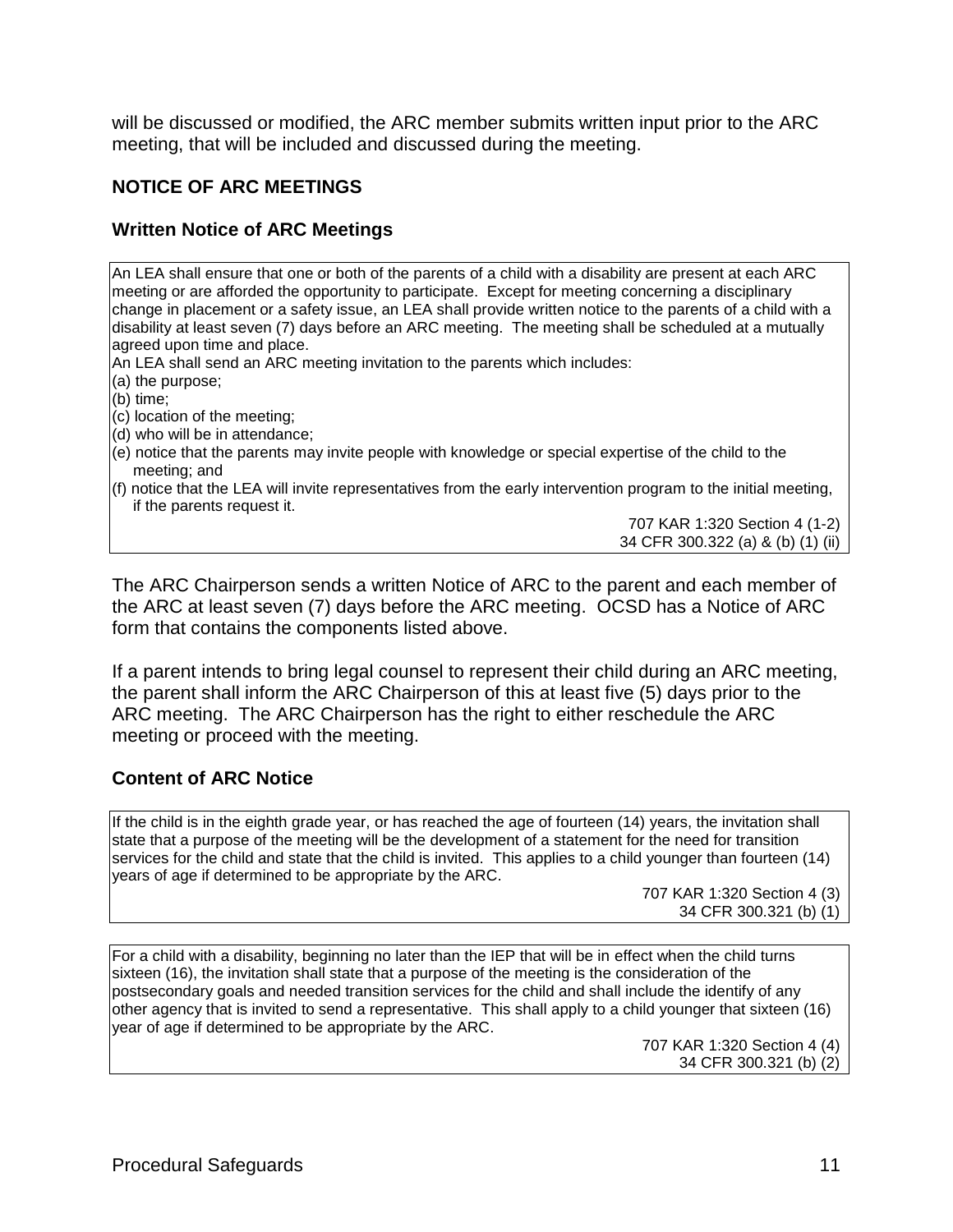will be discussed or modified, the ARC member submits written input prior to the ARC meeting, that will be included and discussed during the meeting.

## NOTICE OF ARC MEETINGS

### Written Notice of ARC Meetings

> An LEA shall ensure that one or both of the parents of a child with a disability are present at each ARC meeting or are afforded the opportunity to participate. Except for meeting concerning a disciplinary change in placement or a safety issue, an LEA shall provide written notice to the parents of a child with a disability at least seven (7) days before an ARC meeting. The meeting shall be scheduled at a mutually agreed upon time and place.
>
> An LEA shall send an ARC meeting invitation to the parents which includes:
>
> (a) the purpose;
> (b) time;
> (c) location of the meeting;
> (d) who will be in attendance;
> (e) notice that the parents may invite people with knowledge or special expertise of the child to the meeting; and
> (f) notice that the LEA will invite representatives from the early intervention program to the initial meeting, if the parents request it.
>
> 707 KAR 1:320 Section 4 (1-2)
> 34 CFR 300.322 (a) & (b) (1) (ii)

The ARC Chairperson sends a written Notice of ARC to the parent and each member of the ARC at least seven (7) days before the ARC meeting. OCSD has a Notice of ARC form that contains the components listed above.

If a parent intends to bring legal counsel to represent their child during an ARC meeting, the parent shall inform the ARC Chairperson of this at least five (5) days prior to the ARC meeting. The ARC Chairperson has the right to either reschedule the ARC meeting or proceed with the meeting.

### Content of ARC Notice

> If the child is in the eighth grade year, or has reached the age of fourteen (14) years, the invitation shall state that a purpose of the meeting will be the development of a statement for the need for transition services for the child and state that the child is invited. This applies to a child younger than fourteen (14) years of age if determined to be appropriate by the ARC.
>
> 707 KAR 1:320 Section 4 (3)
> 34 CFR 300.321 (b) (1)

> For a child with a disability, beginning no later than the IEP that will be in effect when the child turns sixteen (16), the invitation shall state that a purpose of the meeting is the consideration of the postsecondary goals and needed transition services for the child and shall include the identify of any other agency that is invited to send a representative. This shall apply to a child younger that sixteen (16) year of age if determined to be appropriate by the ARC.
>
> 707 KAR 1:320 Section 4 (4)
> 34 CFR 300.321 (b) (2)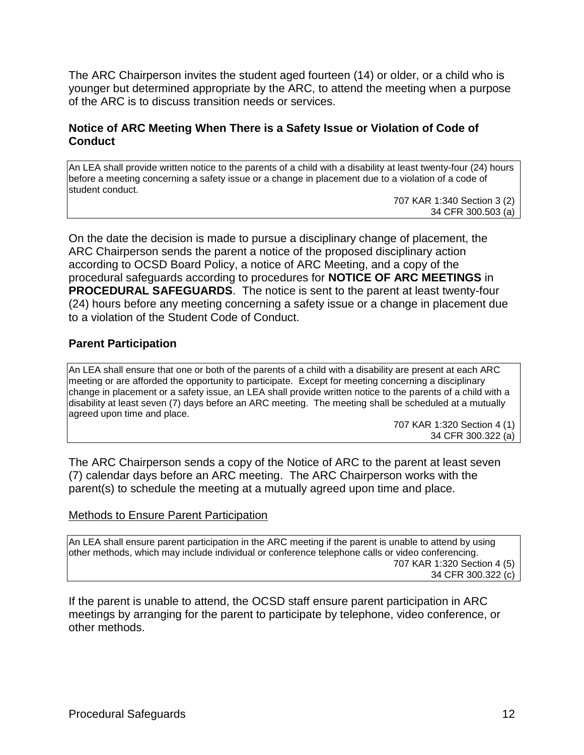The ARC Chairperson invites the student aged fourteen (14) or older, or a child who is younger but determined appropriate by the ARC, to attend the meeting when a purpose of the ARC is to discuss transition needs or services.

### Notice of ARC Meeting When There is a Safety Issue or Violation of Code of Conduct

> An LEA shall provide written notice to the parents of a child with a disability at least twenty-four (24) hours before a meeting concerning a safety issue or a change in placement due to a violation of a code of student conduct.
>
> 707 KAR 1:340 Section 3 (2)
> 34 CFR 300.503 (a)

On the date the decision is made to pursue a disciplinary change of placement, the ARC Chairperson sends the parent a notice of the proposed disciplinary action according to OCSD Board Policy, a notice of ARC Meeting, and a copy of the procedural safeguards according to procedures for **NOTICE OF ARC MEETINGS** in **PROCEDURAL SAFEGUARDS**. The notice is sent to the parent at least twenty-four (24) hours before any meeting concerning a safety issue or a change in placement due to a violation of the Student Code of Conduct.

### Parent Participation

> An LEA shall ensure that one or both of the parents of a child with a disability are present at each ARC meeting or are afforded the opportunity to participate. Except for meeting concerning a disciplinary change in placement or a safety issue, an LEA shall provide written notice to the parents of a child with a disability at least seven (7) days before an ARC meeting. The meeting shall be scheduled at a mutually agreed upon time and place.
>
> 707 KAR 1:320 Section 4 (1)
> 34 CFR 300.322 (a)

The ARC Chairperson sends a copy of the Notice of ARC to the parent at least seven (7) calendar days before an ARC meeting. The ARC Chairperson works with the parent(s) to schedule the meeting at a mutually agreed upon time and place.

#### Methods to Ensure Parent Participation

> An LEA shall ensure parent participation in the ARC meeting if the parent is unable to attend by using other methods, which may include individual or conference telephone calls or video conferencing.
>
> 707 KAR 1:320 Section 4 (5)
> 34 CFR 300.322 (c)

If the parent is unable to attend, the OCSD staff ensure parent participation in ARC meetings by arranging for the parent to participate by telephone, video conference, or other methods.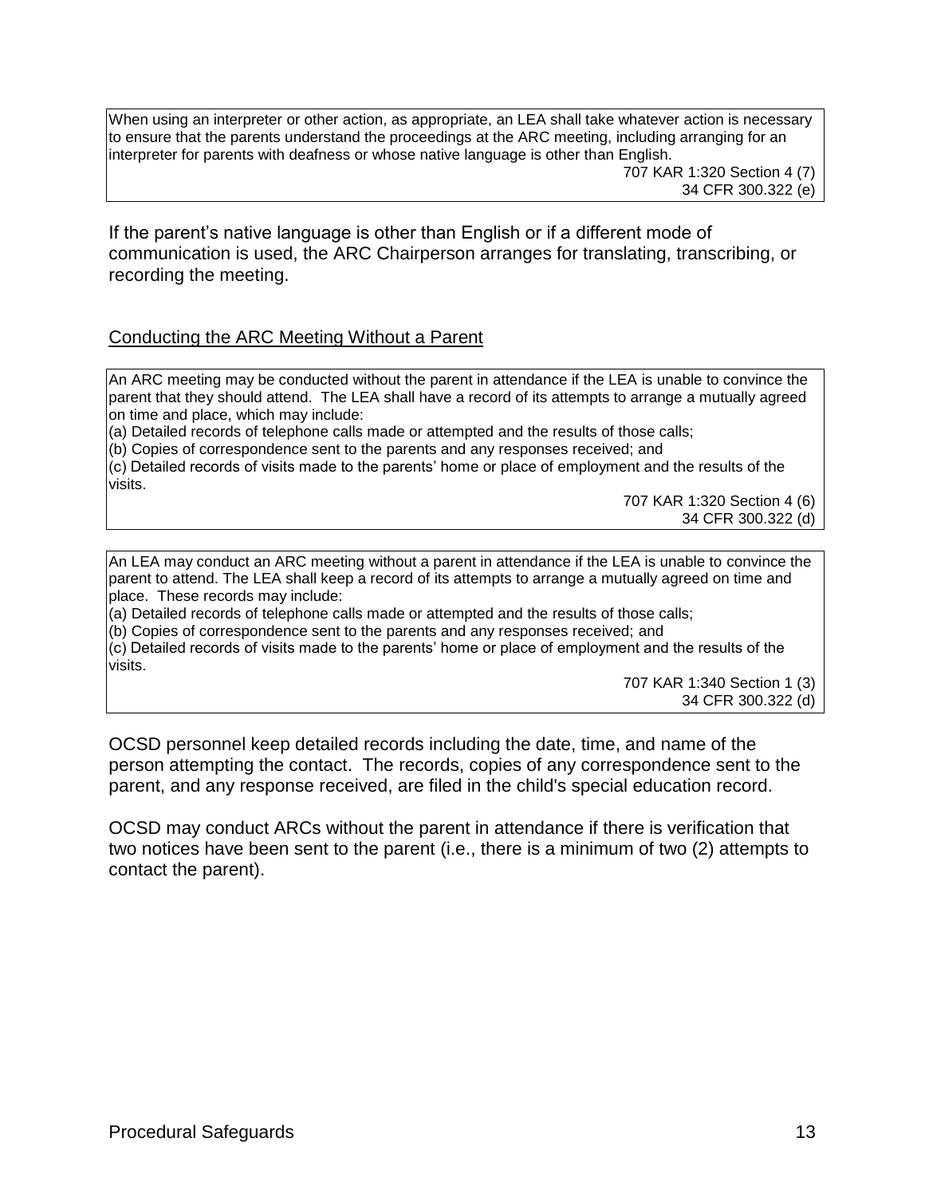> When using an interpreter or other action, as appropriate, an LEA shall take whatever action is necessary to ensure that the parents understand the proceedings at the ARC meeting, including arranging for an interpreter for parents with deafness or whose native language is other than English.
>
> 707 KAR 1:320 Section 4 (7)
> 34 CFR 300.322 (e)

If the parent's native language is other than English or if a different mode of communication is used, the ARC Chairperson arranges for translating, transcribing, or recording the meeting.

## Conducting the ARC Meeting Without a Parent

> An ARC meeting may be conducted without the parent in attendance if the LEA is unable to convince the parent that they should attend. The LEA shall have a record of its attempts to arrange a mutually agreed on time and place, which may include:
>
> (a) Detailed records of telephone calls made or attempted and the results of those calls;
> (b) Copies of correspondence sent to the parents and any responses received; and
> (c) Detailed records of visits made to the parents' home or place of employment and the results of the visits.
>
> 707 KAR 1:320 Section 4 (6)
> 34 CFR 300.322 (d)

> An LEA may conduct an ARC meeting without a parent in attendance if the LEA is unable to convince the parent to attend. The LEA shall keep a record of its attempts to arrange a mutually agreed on time and place. These records may include:
>
> (a) Detailed records of telephone calls made or attempted and the results of those calls;
> (b) Copies of correspondence sent to the parents and any responses received; and
> (c) Detailed records of visits made to the parents' home or place of employment and the results of the visits.
>
> 707 KAR 1:340 Section 1 (3)
> 34 CFR 300.322 (d)

OCSD personnel keep detailed records including the date, time, and name of the person attempting the contact. The records, copies of any correspondence sent to the parent, and any response received, are filed in the child's special education record.

OCSD may conduct ARCs without the parent in attendance if there is verification that two notices have been sent to the parent (i.e., there is a minimum of two (2) attempts to contact the parent).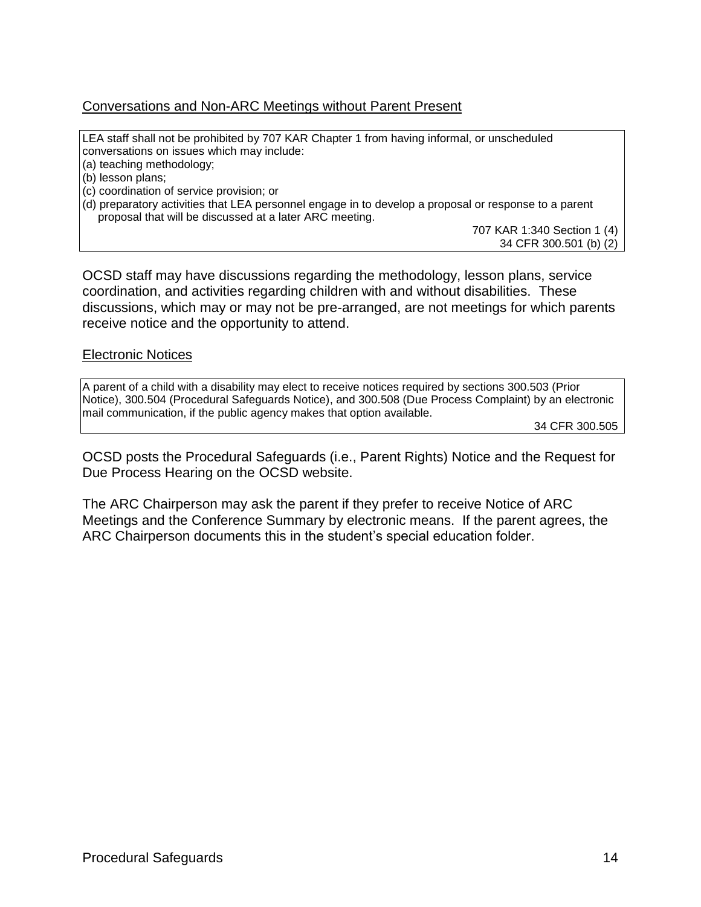Conversations and Non-ARC Meetings without Parent Present

> LEA staff shall not be prohibited by 707 KAR Chapter 1 from having informal, or unscheduled conversations on issues which may include:
> (a) teaching methodology;
> (b) lesson plans;
> (c) coordination of service provision; or
> (d) preparatory activities that LEA personnel engage in to develop a proposal or response to a parent proposal that will be discussed at a later ARC meeting.
>
> 707 KAR 1:340 Section 1 (4)
> 34 CFR 300.501 (b) (2)

OCSD staff may have discussions regarding the methodology, lesson plans, service coordination, and activities regarding children with and without disabilities. These discussions, which may or may not be pre-arranged, are not meetings for which parents receive notice and the opportunity to attend.

Electronic Notices

> A parent of a child with a disability may elect to receive notices required by sections 300.503 (Prior Notice), 300.504 (Procedural Safeguards Notice), and 300.508 (Due Process Complaint) by an electronic mail communication, if the public agency makes that option available.
>
> 34 CFR 300.505

OCSD posts the Procedural Safeguards (i.e., Parent Rights) Notice and the Request for Due Process Hearing on the OCSD website.

The ARC Chairperson may ask the parent if they prefer to receive Notice of ARC Meetings and the Conference Summary by electronic means. If the parent agrees, the ARC Chairperson documents this in the student's special education folder.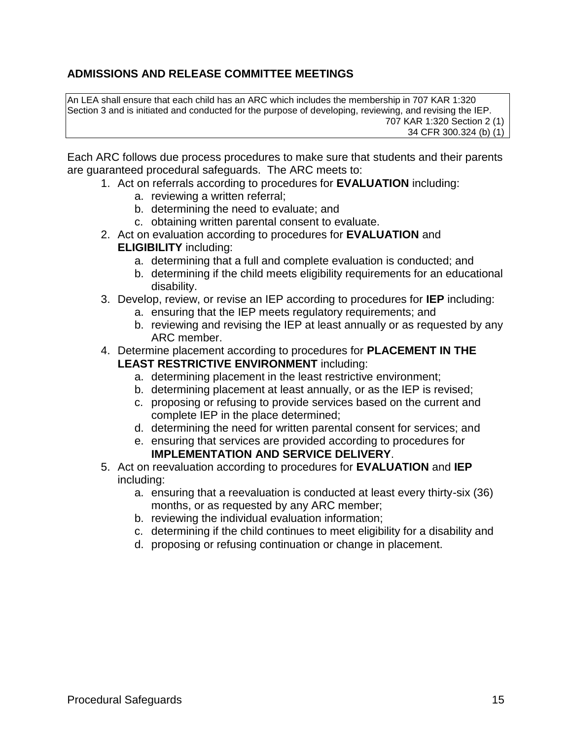## ADMISSIONS AND RELEASE COMMITTEE MEETINGS

> An LEA shall ensure that each child has an ARC which includes the membership in 707 KAR 1:320 Section 3 and is initiated and conducted for the purpose of developing, reviewing, and revising the IEP.
> 707 KAR 1:320 Section 2 (1)
> 34 CFR 300.324 (b) (1)

Each ARC follows due process procedures to make sure that students and their parents are guaranteed procedural safeguards. The ARC meets to:

1. Act on referrals according to procedures for **EVALUATION** including:
   a. reviewing a written referral;
   b. determining the need to evaluate; and
   c. obtaining written parental consent to evaluate.
2. Act on evaluation according to procedures for **EVALUATION** and **ELIGIBILITY** including:
   a. determining that a full and complete evaluation is conducted; and
   b. determining if the child meets eligibility requirements for an educational disability.
3. Develop, review, or revise an IEP according to procedures for **IEP** including:
   a. ensuring that the IEP meets regulatory requirements; and
   b. reviewing and revising the IEP at least annually or as requested by any ARC member.
4. Determine placement according to procedures for **PLACEMENT IN THE LEAST RESTRICTIVE ENVIRONMENT** including:
   a. determining placement in the least restrictive environment;
   b. determining placement at least annually, or as the IEP is revised;
   c. proposing or refusing to provide services based on the current and complete IEP in the place determined;
   d. determining the need for written parental consent for services; and
   e. ensuring that services are provided according to procedures for **IMPLEMENTATION AND SERVICE DELIVERY**.
5. Act on reevaluation according to procedures for **EVALUATION** and **IEP** including:
   a. ensuring that a reevaluation is conducted at least every thirty-six (36) months, or as requested by any ARC member;
   b. reviewing the individual evaluation information;
   c. determining if the child continues to meet eligibility for a disability and
   d. proposing or refusing continuation or change in placement.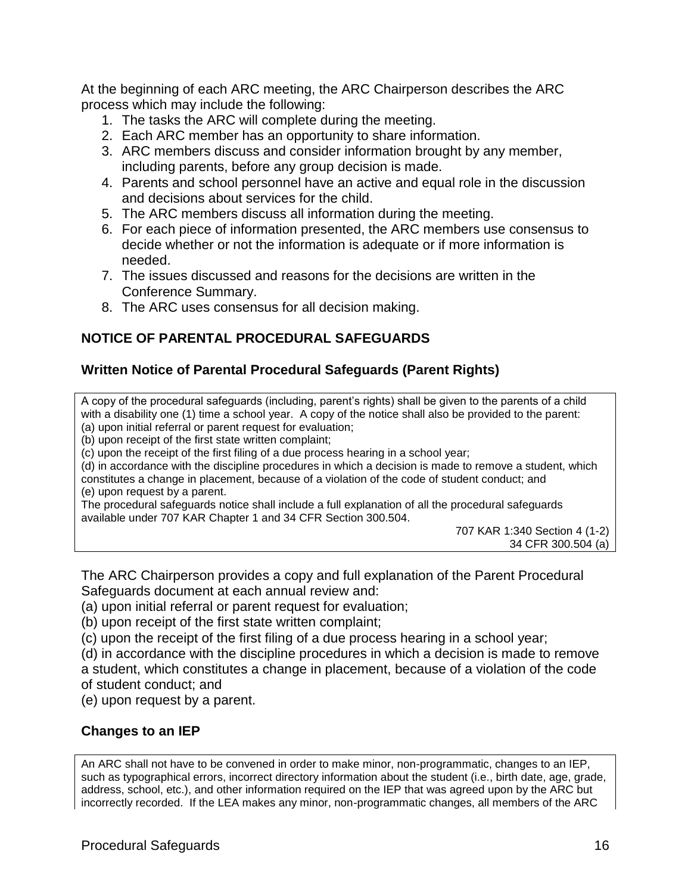At the beginning of each ARC meeting, the ARC Chairperson describes the ARC process which may include the following:

1. The tasks the ARC will complete during the meeting.
2. Each ARC member has an opportunity to share information.
3. ARC members discuss and consider information brought by any member, including parents, before any group decision is made.
4. Parents and school personnel have an active and equal role in the discussion and decisions about services for the child.
5. The ARC members discuss all information during the meeting.
6. For each piece of information presented, the ARC members use consensus to decide whether or not the information is adequate or if more information is needed.
7. The issues discussed and reasons for the decisions are written in the Conference Summary.
8. The ARC uses consensus for all decision making.

## NOTICE OF PARENTAL PROCEDURAL SAFEGUARDS

### Written Notice of Parental Procedural Safeguards (Parent Rights)

> A copy of the procedural safeguards (including, parent's rights) shall be given to the parents of a child with a disability one (1) time a school year. A copy of the notice shall also be provided to the parent:
> (a) upon initial referral or parent request for evaluation;
> (b) upon receipt of the first state written complaint;
> (c) upon the receipt of the first filing of a due process hearing in a school year;
> (d) in accordance with the discipline procedures in which a decision is made to remove a student, which constitutes a change in placement, because of a violation of the code of student conduct; and
> (e) upon request by a parent.
> The procedural safeguards notice shall include a full explanation of all the procedural safeguards available under 707 KAR Chapter 1 and 34 CFR Section 300.504.
>
> 707 KAR 1:340 Section 4 (1-2)
> 34 CFR 300.504 (a)

The ARC Chairperson provides a copy and full explanation of the Parent Procedural Safeguards document at each annual review and:

(a) upon initial referral or parent request for evaluation;
(b) upon receipt of the first state written complaint;
(c) upon the receipt of the first filing of a due process hearing in a school year;
(d) in accordance with the discipline procedures in which a decision is made to remove a student, which constitutes a change in placement, because of a violation of the code of student conduct; and
(e) upon request by a parent.

### Changes to an IEP

> An ARC shall not have to be convened in order to make minor, non-programmatic, changes to an IEP, such as typographical errors, incorrect directory information about the student (i.e., birth date, age, grade, address, school, etc.), and other information required on the IEP that was agreed upon by the ARC but incorrectly recorded. If the LEA makes any minor, non-programmatic changes, all members of the ARC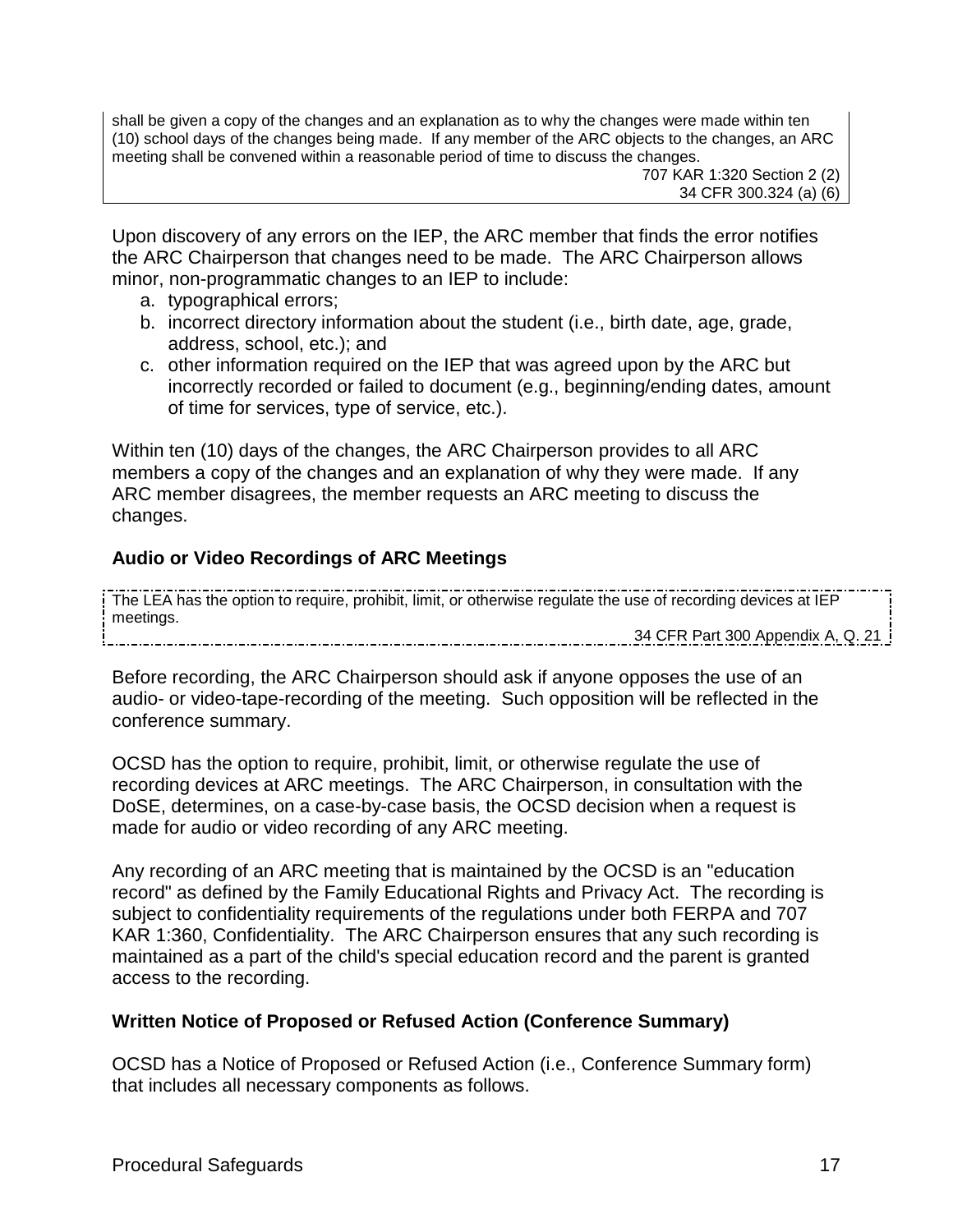shall be given a copy of the changes and an explanation as to why the changes were made within ten (10) school days of the changes being made. If any member of the ARC objects to the changes, an ARC meeting shall be convened within a reasonable period of time to discuss the changes.

707 KAR 1:320 Section 2 (2)
34 CFR 300.324 (a) (6)

Upon discovery of any errors on the IEP, the ARC member that finds the error notifies the ARC Chairperson that changes need to be made. The ARC Chairperson allows minor, non-programmatic changes to an IEP to include:

a. typographical errors;
b. incorrect directory information about the student (i.e., birth date, age, grade, address, school, etc.); and
c. other information required on the IEP that was agreed upon by the ARC but incorrectly recorded or failed to document (e.g., beginning/ending dates, amount of time for services, type of service, etc.).

Within ten (10) days of the changes, the ARC Chairperson provides to all ARC members a copy of the changes and an explanation of why they were made. If any ARC member disagrees, the member requests an ARC meeting to discuss the changes.

**Audio or Video Recordings of ARC Meetings**

The LEA has the option to require, prohibit, limit, or otherwise regulate the use of recording devices at IEP meetings.

34 CFR Part 300 Appendix A, Q. 21

Before recording, the ARC Chairperson should ask if anyone opposes the use of an audio- or video-tape-recording of the meeting. Such opposition will be reflected in the conference summary.

OCSD has the option to require, prohibit, limit, or otherwise regulate the use of recording devices at ARC meetings. The ARC Chairperson, in consultation with the DoSE, determines, on a case-by-case basis, the OCSD decision when a request is made for audio or video recording of any ARC meeting.

Any recording of an ARC meeting that is maintained by the OCSD is an "education record" as defined by the Family Educational Rights and Privacy Act. The recording is subject to confidentiality requirements of the regulations under both FERPA and 707 KAR 1:360, Confidentiality. The ARC Chairperson ensures that any such recording is maintained as a part of the child's special education record and the parent is granted access to the recording.

**Written Notice of Proposed or Refused Action (Conference Summary)**

OCSD has a Notice of Proposed or Refused Action (i.e., Conference Summary form) that includes all necessary components as follows.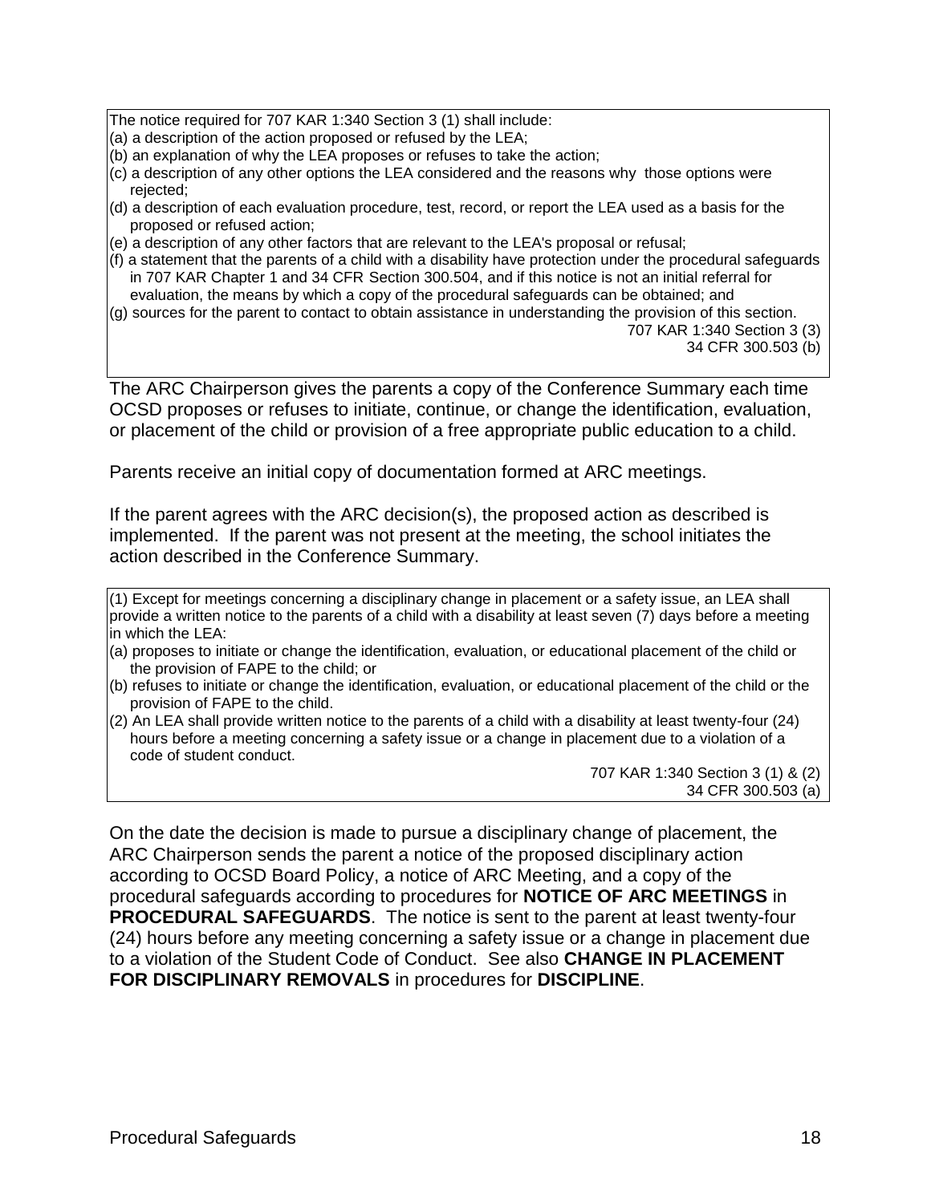> The notice required for 707 KAR 1:340 Section 3 (1) shall include:
> (a) a description of the action proposed or refused by the LEA;
> (b) an explanation of why the LEA proposes or refuses to take the action;
> (c) a description of any other options the LEA considered and the reasons why those options were rejected;
> (d) a description of each evaluation procedure, test, record, or report the LEA used as a basis for the proposed or refused action;
> (e) a description of any other factors that are relevant to the LEA's proposal or refusal;
> (f) a statement that the parents of a child with a disability have protection under the procedural safeguards in 707 KAR Chapter 1 and 34 CFR Section 300.504, and if this notice is not an initial referral for evaluation, the means by which a copy of the procedural safeguards can be obtained; and
> (g) sources for the parent to contact to obtain assistance in understanding the provision of this section.
>
> 707 KAR 1:340 Section 3 (3)
> 34 CFR 300.503 (b)

The ARC Chairperson gives the parents a copy of the Conference Summary each time OCSD proposes or refuses to initiate, continue, or change the identification, evaluation, or placement of the child or provision of a free appropriate public education to a child.

Parents receive an initial copy of documentation formed at ARC meetings.

If the parent agrees with the ARC decision(s), the proposed action as described is implemented. If the parent was not present at the meeting, the school initiates the action described in the Conference Summary.

> (1) Except for meetings concerning a disciplinary change in placement or a safety issue, an LEA shall provide a written notice to the parents of a child with a disability at least seven (7) days before a meeting in which the LEA:
> (a) proposes to initiate or change the identification, evaluation, or educational placement of the child or the provision of FAPE to the child; or
> (b) refuses to initiate or change the identification, evaluation, or educational placement of the child or the provision of FAPE to the child.
> (2) An LEA shall provide written notice to the parents of a child with a disability at least twenty-four (24) hours before a meeting concerning a safety issue or a change in placement due to a violation of a code of student conduct.
>
> 707 KAR 1:340 Section 3 (1) & (2)
> 34 CFR 300.503 (a)

On the date the decision is made to pursue a disciplinary change of placement, the ARC Chairperson sends the parent a notice of the proposed disciplinary action according to OCSD Board Policy, a notice of ARC Meeting, and a copy of the procedural safeguards according to procedures for **NOTICE OF ARC MEETINGS** in **PROCEDURAL SAFEGUARDS**. The notice is sent to the parent at least twenty-four (24) hours before any meeting concerning a safety issue or a change in placement due to a violation of the Student Code of Conduct. See also **CHANGE IN PLACEMENT FOR DISCIPLINARY REMOVALS** in procedures for **DISCIPLINE**.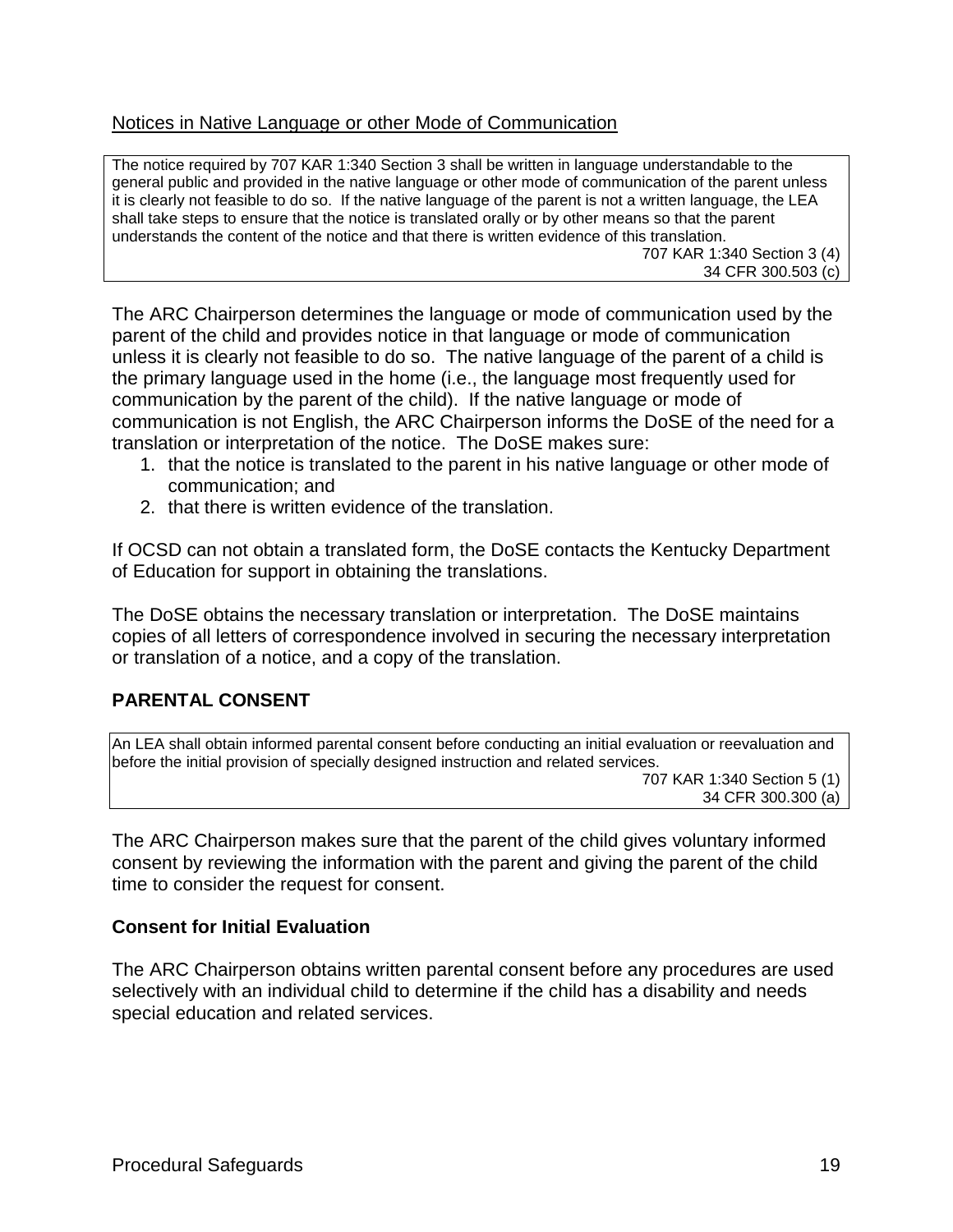Notices in Native Language or other Mode of Communication

> The notice required by 707 KAR 1:340 Section 3 shall be written in language understandable to the general public and provided in the native language or other mode of communication of the parent unless it is clearly not feasible to do so. If the native language of the parent is not a written language, the LEA shall take steps to ensure that the notice is translated orally or by other means so that the parent understands the content of the notice and that there is written evidence of this translation.
>
> 707 KAR 1:340 Section 3 (4)
> 34 CFR 300.503 (c)

The ARC Chairperson determines the language or mode of communication used by the parent of the child and provides notice in that language or mode of communication unless it is clearly not feasible to do so. The native language of the parent of a child is the primary language used in the home (i.e., the language most frequently used for communication by the parent of the child). If the native language or mode of communication is not English, the ARC Chairperson informs the DoSE of the need for a translation or interpretation of the notice. The DoSE makes sure:

1. that the notice is translated to the parent in his native language or other mode of communication; and
2. that there is written evidence of the translation.

If OCSD can not obtain a translated form, the DoSE contacts the Kentucky Department of Education for support in obtaining the translations.

The DoSE obtains the necessary translation or interpretation. The DoSE maintains copies of all letters of correspondence involved in securing the necessary interpretation or translation of a notice, and a copy of the translation.

## PARENTAL CONSENT

> An LEA shall obtain informed parental consent before conducting an initial evaluation or reevaluation and before the initial provision of specially designed instruction and related services.
>
> 707 KAR 1:340 Section 5 (1)
> 34 CFR 300.300 (a)

The ARC Chairperson makes sure that the parent of the child gives voluntary informed consent by reviewing the information with the parent and giving the parent of the child time to consider the request for consent.

### Consent for Initial Evaluation

The ARC Chairperson obtains written parental consent before any procedures are used selectively with an individual child to determine if the child has a disability and needs special education and related services.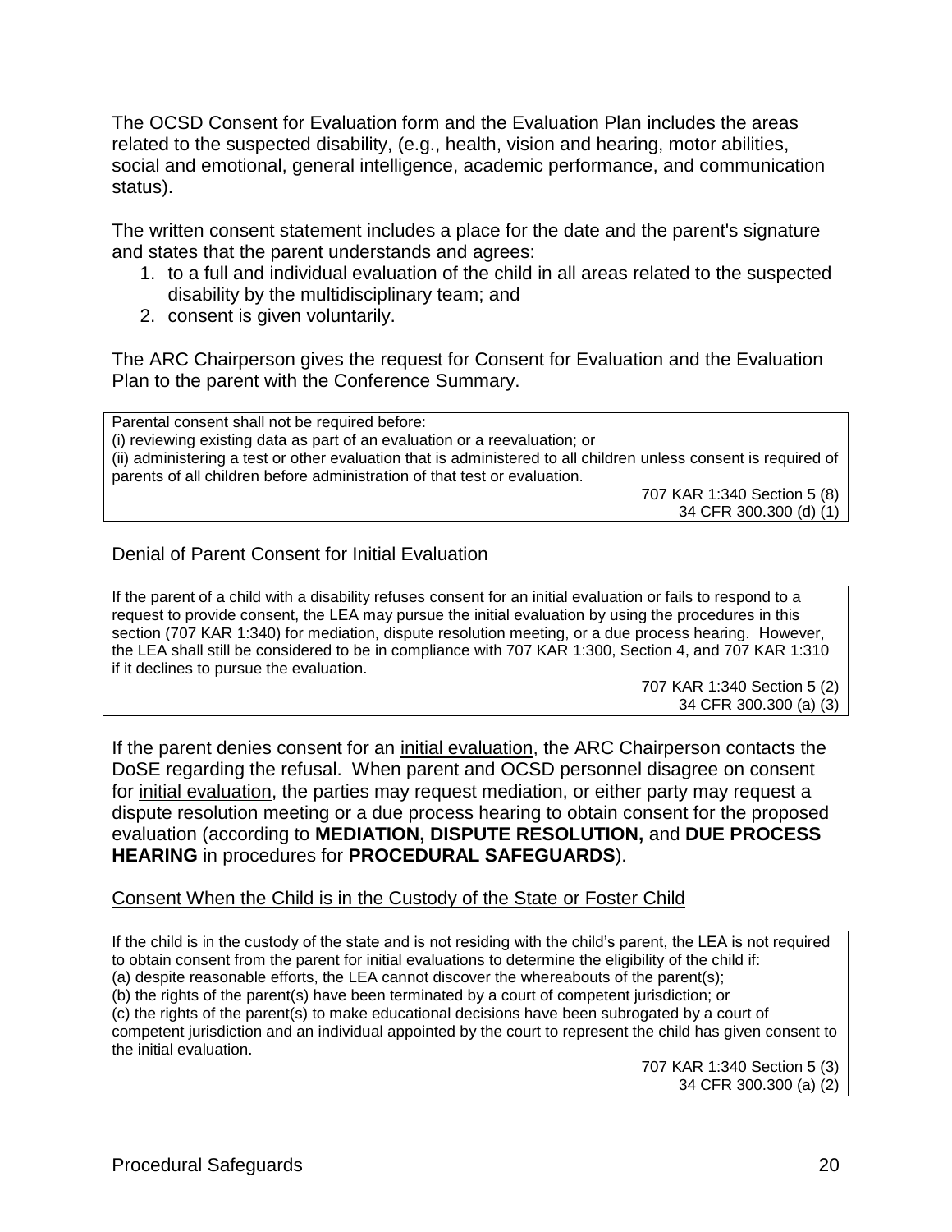The OCSD Consent for Evaluation form and the Evaluation Plan includes the areas related to the suspected disability, (e.g., health, vision and hearing, motor abilities, social and emotional, general intelligence, academic performance, and communication status).

The written consent statement includes a place for the date and the parent's signature and states that the parent understands and agrees:

1. to a full and individual evaluation of the child in all areas related to the suspected disability by the multidisciplinary team; and
2. consent is given voluntarily.

The ARC Chairperson gives the request for Consent for Evaluation and the Evaluation Plan to the parent with the Conference Summary.

> Parental consent shall not be required before:
> (i) reviewing existing data as part of an evaluation or a reevaluation; or
> (ii) administering a test or other evaluation that is administered to all children unless consent is required of parents of all children before administration of that test or evaluation.
>
> 707 KAR 1:340 Section 5 (8)
> 34 CFR 300.300 (d) (1)

<u>Denial of Parent Consent for Initial Evaluation</u>

> If the parent of a child with a disability refuses consent for an initial evaluation or fails to respond to a request to provide consent, the LEA may pursue the initial evaluation by using the procedures in this section (707 KAR 1:340) for mediation, dispute resolution meeting, or a due process hearing. However, the LEA shall still be considered to be in compliance with 707 KAR 1:300, Section 4, and 707 KAR 1:310 if it declines to pursue the evaluation.
>
> 707 KAR 1:340 Section 5 (2)
> 34 CFR 300.300 (a) (3)

If the parent denies consent for an <u>initial evaluation</u>, the ARC Chairperson contacts the DoSE regarding the refusal. When parent and OCSD personnel disagree on consent for <u>initial evaluation</u>, the parties may request mediation, or either party may request a dispute resolution meeting or a due process hearing to obtain consent for the proposed evaluation (according to **MEDIATION, DISPUTE RESOLUTION,** and **DUE PROCESS HEARING** in procedures for **PROCEDURAL SAFEGUARDS**).

<u>Consent When the Child is in the Custody of the State or Foster Child</u>

> If the child is in the custody of the state and is not residing with the child's parent, the LEA is not required to obtain consent from the parent for initial evaluations to determine the eligibility of the child if:
> (a) despite reasonable efforts, the LEA cannot discover the whereabouts of the parent(s);
> (b) the rights of the parent(s) have been terminated by a court of competent jurisdiction; or
> (c) the rights of the parent(s) to make educational decisions have been subrogated by a court of competent jurisdiction and an individual appointed by the court to represent the child has given consent to the initial evaluation.
>
> 707 KAR 1:340 Section 5 (3)
> 34 CFR 300.300 (a) (2)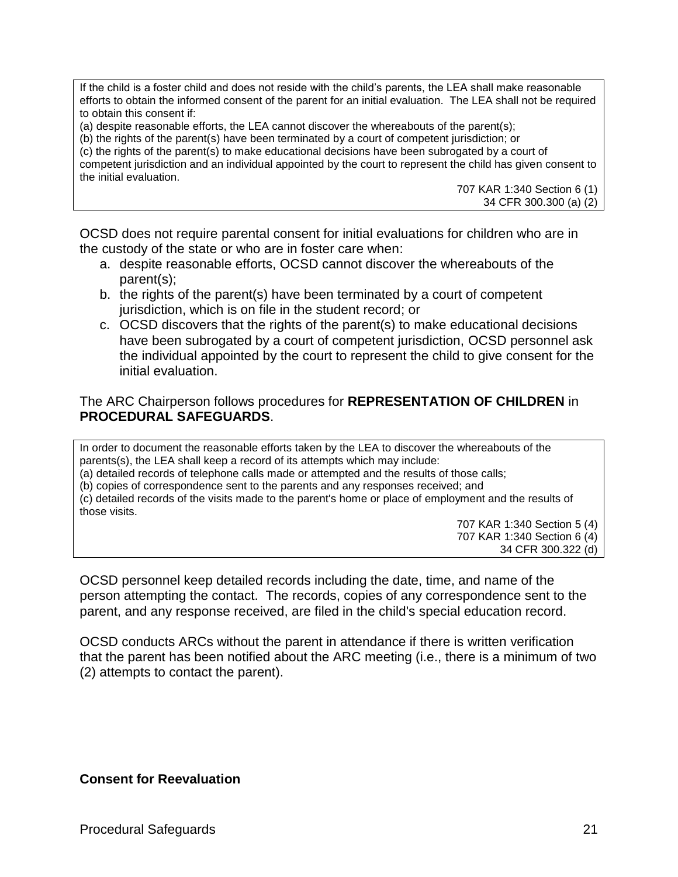> If the child is a foster child and does not reside with the child's parents, the LEA shall make reasonable efforts to obtain the informed consent of the parent for an initial evaluation. The LEA shall not be required to obtain this consent if:
> (a) despite reasonable efforts, the LEA cannot discover the whereabouts of the parent(s);
> (b) the rights of the parent(s) have been terminated by a court of competent jurisdiction; or
> (c) the rights of the parent(s) to make educational decisions have been subrogated by a court of competent jurisdiction and an individual appointed by the court to represent the child has given consent to the initial evaluation.
>
> 707 KAR 1:340 Section 6 (1)
> 34 CFR 300.300 (a) (2)

OCSD does not require parental consent for initial evaluations for children who are in the custody of the state or who are in foster care when:

a. despite reasonable efforts, OCSD cannot discover the whereabouts of the parent(s);
b. the rights of the parent(s) have been terminated by a court of competent jurisdiction, which is on file in the student record; or
c. OCSD discovers that the rights of the parent(s) to make educational decisions have been subrogated by a court of competent jurisdiction, OCSD personnel ask the individual appointed by the court to represent the child to give consent for the initial evaluation.

The ARC Chairperson follows procedures for **REPRESENTATION OF CHILDREN** in **PROCEDURAL SAFEGUARDS**.

> In order to document the reasonable efforts taken by the LEA to discover the whereabouts of the parents(s), the LEA shall keep a record of its attempts which may include:
> (a) detailed records of telephone calls made or attempted and the results of those calls;
> (b) copies of correspondence sent to the parents and any responses received; and
> (c) detailed records of the visits made to the parent's home or place of employment and the results of those visits.
>
> 707 KAR 1:340 Section 5 (4)
> 707 KAR 1:340 Section 6 (4)
> 34 CFR 300.322 (d)

OCSD personnel keep detailed records including the date, time, and name of the person attempting the contact. The records, copies of any correspondence sent to the parent, and any response received, are filed in the child's special education record.

OCSD conducts ARCs without the parent in attendance if there is written verification that the parent has been notified about the ARC meeting (i.e., there is a minimum of two (2) attempts to contact the parent).

**Consent for Reevaluation**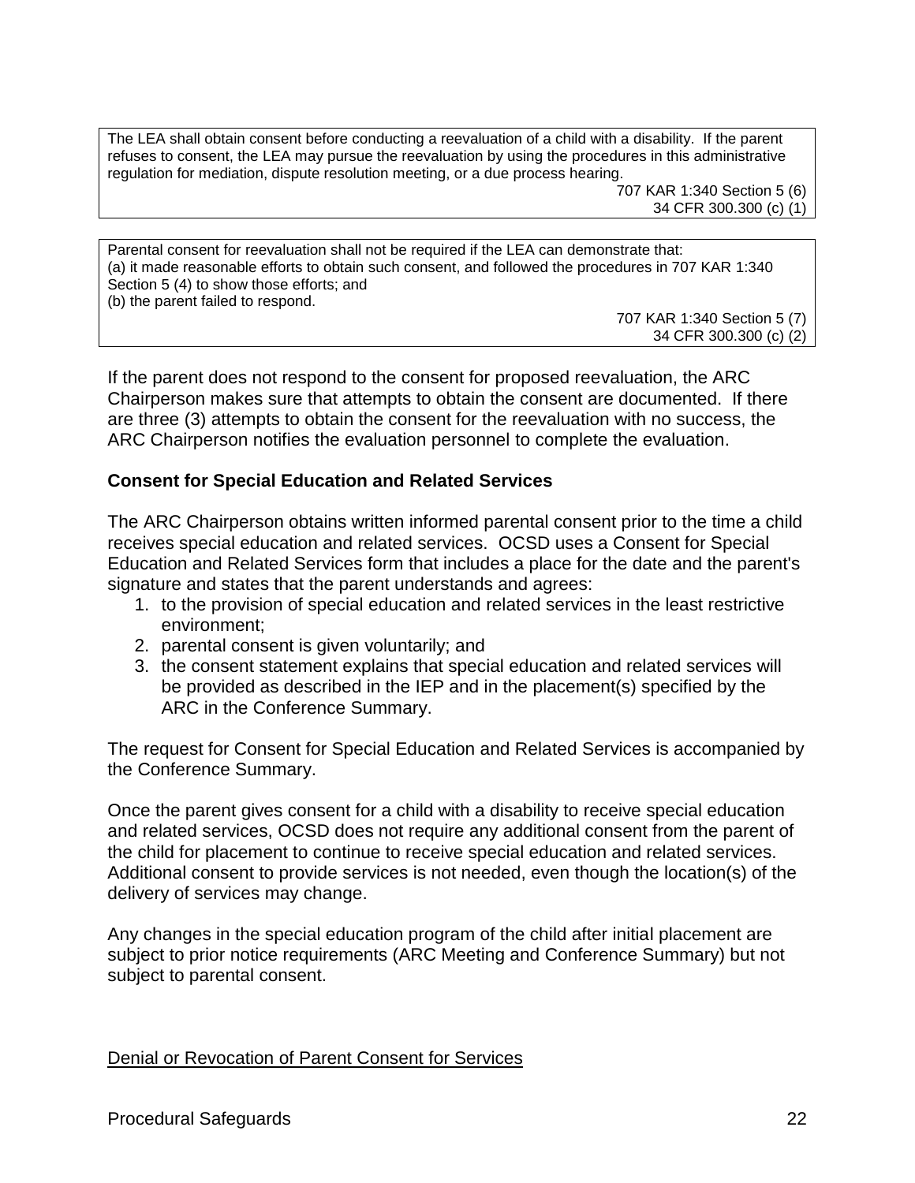| The LEA shall obtain consent before conducting a reevaluation of a child with a disability. If the parent refuses to consent, the LEA may pursue the reevaluation by using the procedures in this administrative regulation for mediation, dispute resolution meeting, or a due process hearing. |
|---|
| 707 KAR 1:340 Section 5 (6)<br>34 CFR 300.300 (c) (1) |

| Parental consent for reevaluation shall not be required if the LEA can demonstrate that:<br>(a) it made reasonable efforts to obtain such consent, and followed the procedures in 707 KAR 1:340 Section 5 (4) to show those efforts; and<br>(b) the parent failed to respond. |
|---|
| 707 KAR 1:340 Section 5 (7)<br>34 CFR 300.300 (c) (2) |

If the parent does not respond to the consent for proposed reevaluation, the ARC Chairperson makes sure that attempts to obtain the consent are documented. If there are three (3) attempts to obtain the consent for the reevaluation with no success, the ARC Chairperson notifies the evaluation personnel to complete the evaluation.

**Consent for Special Education and Related Services**

The ARC Chairperson obtains written informed parental consent prior to the time a child receives special education and related services. OCSD uses a Consent for Special Education and Related Services form that includes a place for the date and the parent's signature and states that the parent understands and agrees:

1. to the provision of special education and related services in the least restrictive environment;
2. parental consent is given voluntarily; and
3. the consent statement explains that special education and related services will be provided as described in the IEP and in the placement(s) specified by the ARC in the Conference Summary.

The request for Consent for Special Education and Related Services is accompanied by the Conference Summary.

Once the parent gives consent for a child with a disability to receive special education and related services, OCSD does not require any additional consent from the parent of the child for placement to continue to receive special education and related services. Additional consent to provide services is not needed, even though the location(s) of the delivery of services may change.

Any changes in the special education program of the child after initial placement are subject to prior notice requirements (ARC Meeting and Conference Summary) but not subject to parental consent.

<u>Denial or Revocation of Parent Consent for Services</u>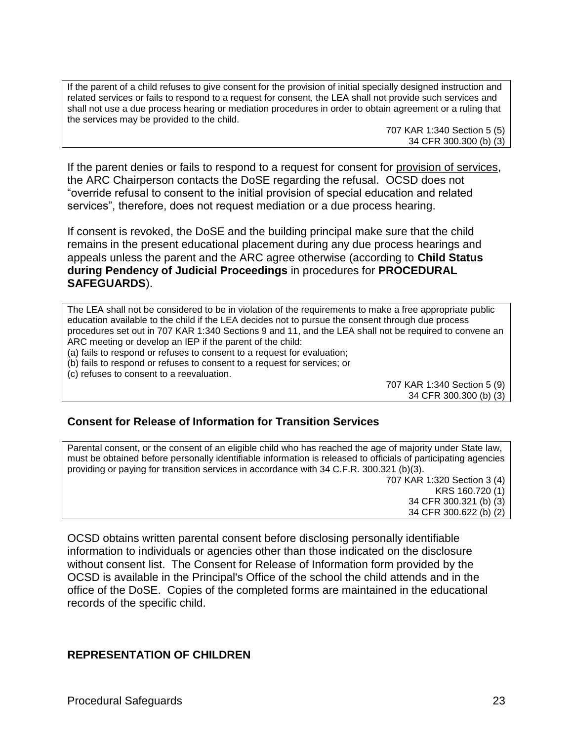> If the parent of a child refuses to give consent for the provision of initial specially designed instruction and related services or fails to respond to a request for consent, the LEA shall not provide such services and shall not use a due process hearing or mediation procedures in order to obtain agreement or a ruling that the services may be provided to the child.
>
> 707 KAR 1:340 Section 5 (5)
> 34 CFR 300.300 (b) (3)

If the parent denies or fails to respond to a request for consent for <u>provision of services</u>, the ARC Chairperson contacts the DoSE regarding the refusal. OCSD does not "override refusal to consent to the initial provision of special education and related services", therefore, does not request mediation or a due process hearing.

If consent is revoked, the DoSE and the building principal make sure that the child remains in the present educational placement during any due process hearings and appeals unless the parent and the ARC agree otherwise (according to **Child Status during Pendency of Judicial Proceedings** in procedures for **PROCEDURAL SAFEGUARDS**).

> The LEA shall not be considered to be in violation of the requirements to make a free appropriate public education available to the child if the LEA decides not to pursue the consent through due process procedures set out in 707 KAR 1:340 Sections 9 and 11, and the LEA shall not be required to convene an ARC meeting or develop an IEP if the parent of the child:
> (a) fails to respond or refuses to consent to a request for evaluation;
> (b) fails to respond or refuses to consent to a request for services; or
> (c) refuses to consent to a reevaluation.
>
> 707 KAR 1:340 Section 5 (9)
> 34 CFR 300.300 (b) (3)

### Consent for Release of Information for Transition Services

> Parental consent, or the consent of an eligible child who has reached the age of majority under State law, must be obtained before personally identifiable information is released to officials of participating agencies providing or paying for transition services in accordance with 34 C.F.R. 300.321 (b)(3).
>
> 707 KAR 1:320 Section 3 (4)
> KRS 160.720 (1)
> 34 CFR 300.321 (b) (3)
> 34 CFR 300.622 (b) (2)

OCSD obtains written parental consent before disclosing personally identifiable information to individuals or agencies other than those indicated on the disclosure without consent list. The Consent for Release of Information form provided by the OCSD is available in the Principal's Office of the school the child attends and in the office of the DoSE. Copies of the completed forms are maintained in the educational records of the specific child.

## REPRESENTATION OF CHILDREN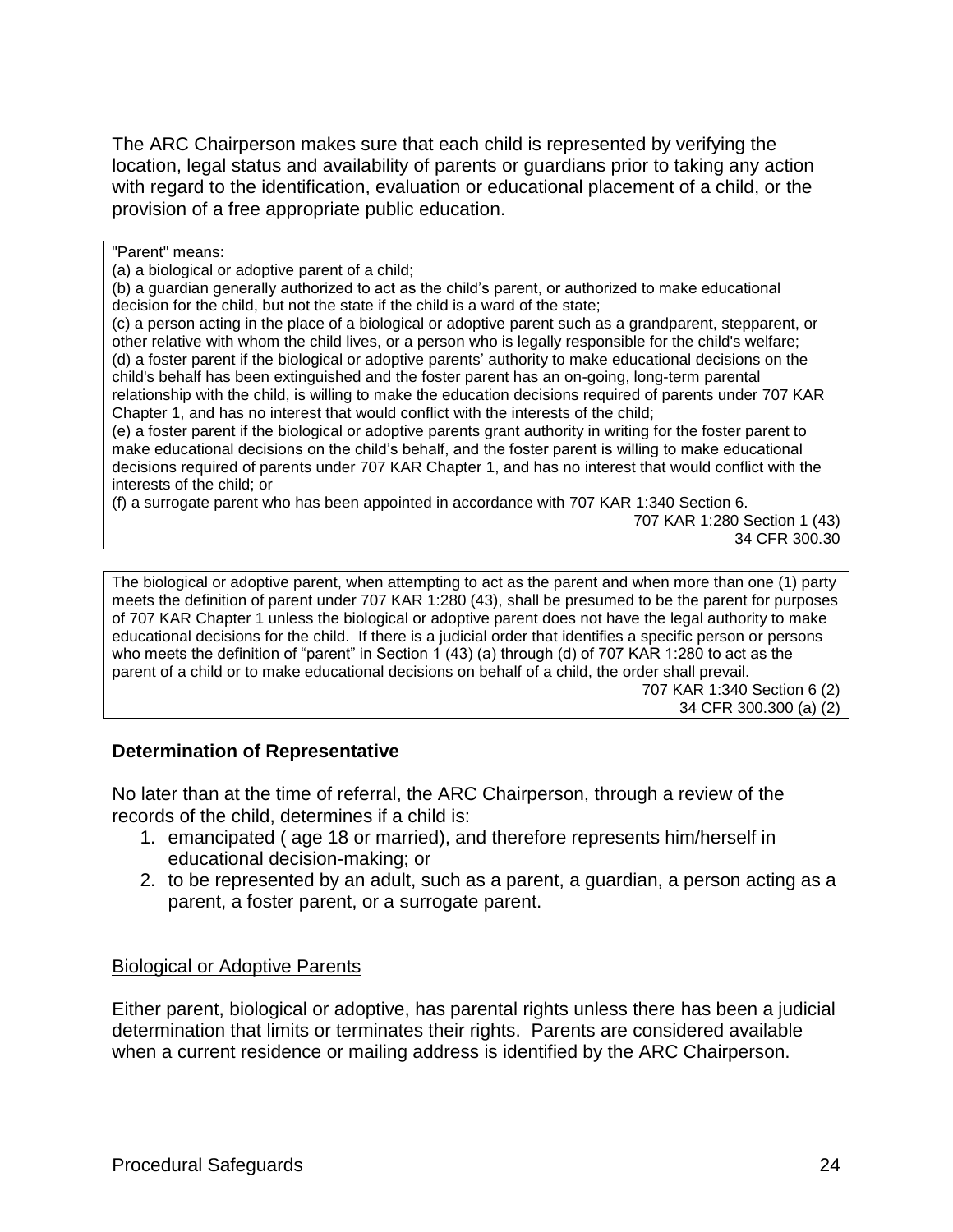The ARC Chairperson makes sure that each child is represented by verifying the location, legal status and availability of parents or guardians prior to taking any action with regard to the identification, evaluation or educational placement of a child, or the provision of a free appropriate public education.

> "Parent" means:
> (a) a biological or adoptive parent of a child;
> (b) a guardian generally authorized to act as the child's parent, or authorized to make educational decision for the child, but not the state if the child is a ward of the state;
> (c) a person acting in the place of a biological or adoptive parent such as a grandparent, stepparent, or other relative with whom the child lives, or a person who is legally responsible for the child's welfare;
> (d) a foster parent if the biological or adoptive parents' authority to make educational decisions on the child's behalf has been extinguished and the foster parent has an on-going, long-term parental relationship with the child, is willing to make the education decisions required of parents under 707 KAR Chapter 1, and has no interest that would conflict with the interests of the child;
> (e) a foster parent if the biological or adoptive parents grant authority in writing for the foster parent to make educational decisions on the child's behalf, and the foster parent is willing to make educational decisions required of parents under 707 KAR Chapter 1, and has no interest that would conflict with the interests of the child; or
> (f) a surrogate parent who has been appointed in accordance with 707 KAR 1:340 Section 6.
>
> 707 KAR 1:280 Section 1 (43)
> 34 CFR 300.30

> The biological or adoptive parent, when attempting to act as the parent and when more than one (1) party meets the definition of parent under 707 KAR 1:280 (43), shall be presumed to be the parent for purposes of 707 KAR Chapter 1 unless the biological or adoptive parent does not have the legal authority to make educational decisions for the child. If there is a judicial order that identifies a specific person or persons who meets the definition of "parent" in Section 1 (43) (a) through (d) of 707 KAR 1:280 to act as the parent of a child or to make educational decisions on behalf of a child, the order shall prevail.
>
> 707 KAR 1:340 Section 6 (2)
> 34 CFR 300.300 (a) (2)

**Determination of Representative**

No later than at the time of referral, the ARC Chairperson, through a review of the records of the child, determines if a child is:

1. emancipated ( age 18 or married), and therefore represents him/herself in educational decision-making; or
2. to be represented by an adult, such as a parent, a guardian, a person acting as a parent, a foster parent, or a surrogate parent.

Biological or Adoptive Parents

Either parent, biological or adoptive, has parental rights unless there has been a judicial determination that limits or terminates their rights. Parents are considered available when a current residence or mailing address is identified by the ARC Chairperson.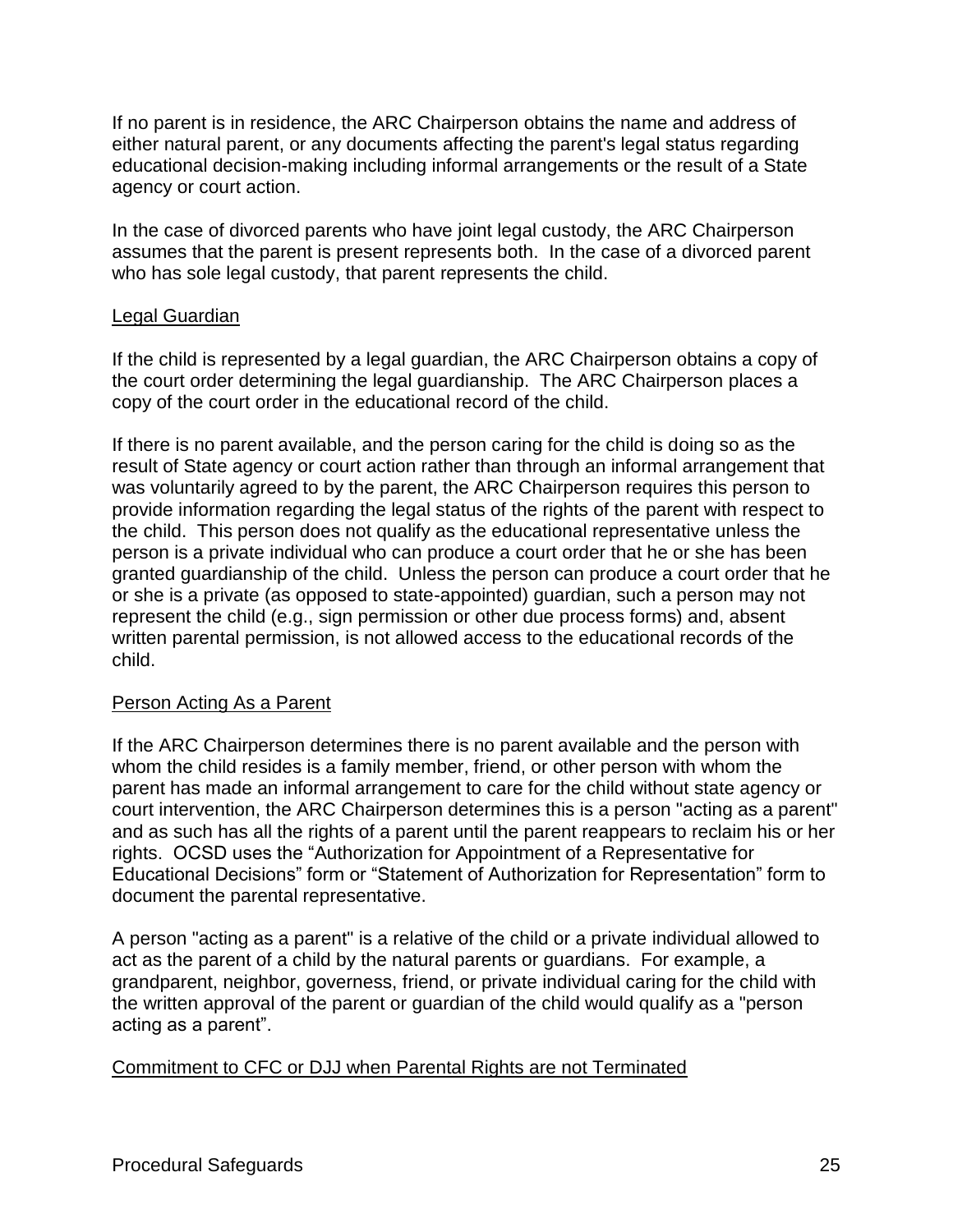If no parent is in residence, the ARC Chairperson obtains the name and address of either natural parent, or any documents affecting the parent's legal status regarding educational decision-making including informal arrangements or the result of a State agency or court action.

In the case of divorced parents who have joint legal custody, the ARC Chairperson assumes that the parent is present represents both. In the case of a divorced parent who has sole legal custody, that parent represents the child.

<u>Legal Guardian</u>

If the child is represented by a legal guardian, the ARC Chairperson obtains a copy of the court order determining the legal guardianship. The ARC Chairperson places a copy of the court order in the educational record of the child.

If there is no parent available, and the person caring for the child is doing so as the result of State agency or court action rather than through an informal arrangement that was voluntarily agreed to by the parent, the ARC Chairperson requires this person to provide information regarding the legal status of the rights of the parent with respect to the child. This person does not qualify as the educational representative unless the person is a private individual who can produce a court order that he or she has been granted guardianship of the child. Unless the person can produce a court order that he or she is a private (as opposed to state-appointed) guardian, such a person may not represent the child (e.g., sign permission or other due process forms) and, absent written parental permission, is not allowed access to the educational records of the child.

<u>Person Acting As a Parent</u>

If the ARC Chairperson determines there is no parent available and the person with whom the child resides is a family member, friend, or other person with whom the parent has made an informal arrangement to care for the child without state agency or court intervention, the ARC Chairperson determines this is a person "acting as a parent" and as such has all the rights of a parent until the parent reappears to reclaim his or her rights. OCSD uses the "Authorization for Appointment of a Representative for Educational Decisions" form or "Statement of Authorization for Representation" form to document the parental representative.

A person "acting as a parent" is a relative of the child or a private individual allowed to act as the parent of a child by the natural parents or guardians. For example, a grandparent, neighbor, governess, friend, or private individual caring for the child with the written approval of the parent or guardian of the child would qualify as a "person acting as a parent".

<u>Commitment to CFC or DJJ when Parental Rights are not Terminated</u>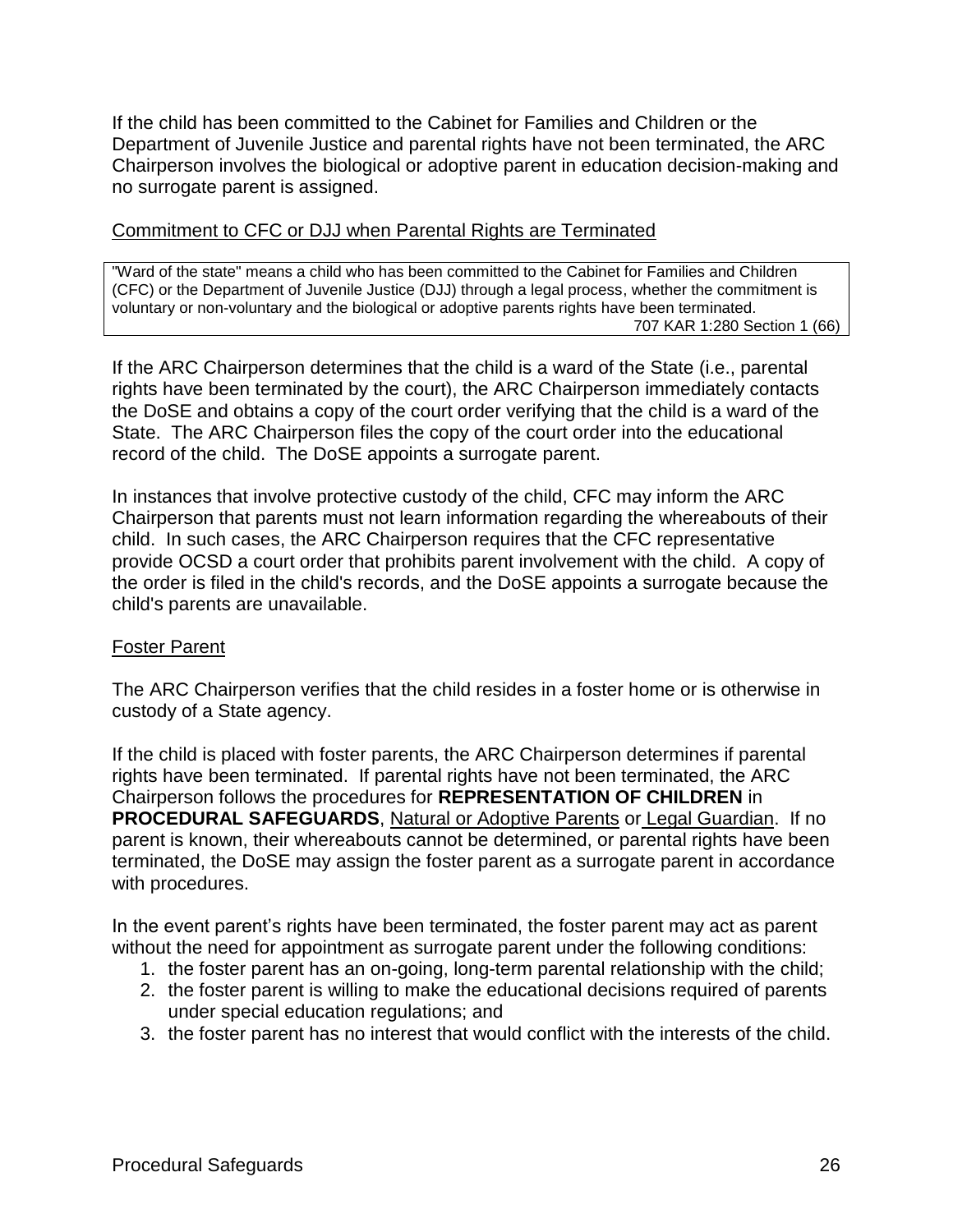If the child has been committed to the Cabinet for Families and Children or the Department of Juvenile Justice and parental rights have not been terminated, the ARC Chairperson involves the biological or adoptive parent in education decision-making and no surrogate parent is assigned.

<u>Commitment to CFC or DJJ when Parental Rights are Terminated</u>

> "Ward of the state" means a child who has been committed to the Cabinet for Families and Children (CFC) or the Department of Juvenile Justice (DJJ) through a legal process, whether the commitment is voluntary or non-voluntary and the biological or adoptive parents rights have been terminated.
> 707 KAR 1:280 Section 1 (66)

If the ARC Chairperson determines that the child is a ward of the State (i.e., parental rights have been terminated by the court), the ARC Chairperson immediately contacts the DoSE and obtains a copy of the court order verifying that the child is a ward of the State. The ARC Chairperson files the copy of the court order into the educational record of the child. The DoSE appoints a surrogate parent.

In instances that involve protective custody of the child, CFC may inform the ARC Chairperson that parents must not learn information regarding the whereabouts of their child. In such cases, the ARC Chairperson requires that the CFC representative provide OCSD a court order that prohibits parent involvement with the child. A copy of the order is filed in the child's records, and the DoSE appoints a surrogate because the child's parents are unavailable.

<u>Foster Parent</u>

The ARC Chairperson verifies that the child resides in a foster home or is otherwise in custody of a State agency.

If the child is placed with foster parents, the ARC Chairperson determines if parental rights have been terminated. If parental rights have not been terminated, the ARC Chairperson follows the procedures for **REPRESENTATION OF CHILDREN** in **PROCEDURAL SAFEGUARDS**, <u>Natural or Adoptive Parents</u> or <u>Legal Guardian</u>. If no parent is known, their whereabouts cannot be determined, or parental rights have been terminated, the DoSE may assign the foster parent as a surrogate parent in accordance with procedures.

In the event parent's rights have been terminated, the foster parent may act as parent without the need for appointment as surrogate parent under the following conditions:

1. the foster parent has an on-going, long-term parental relationship with the child;
2. the foster parent is willing to make the educational decisions required of parents under special education regulations; and
3. the foster parent has no interest that would conflict with the interests of the child.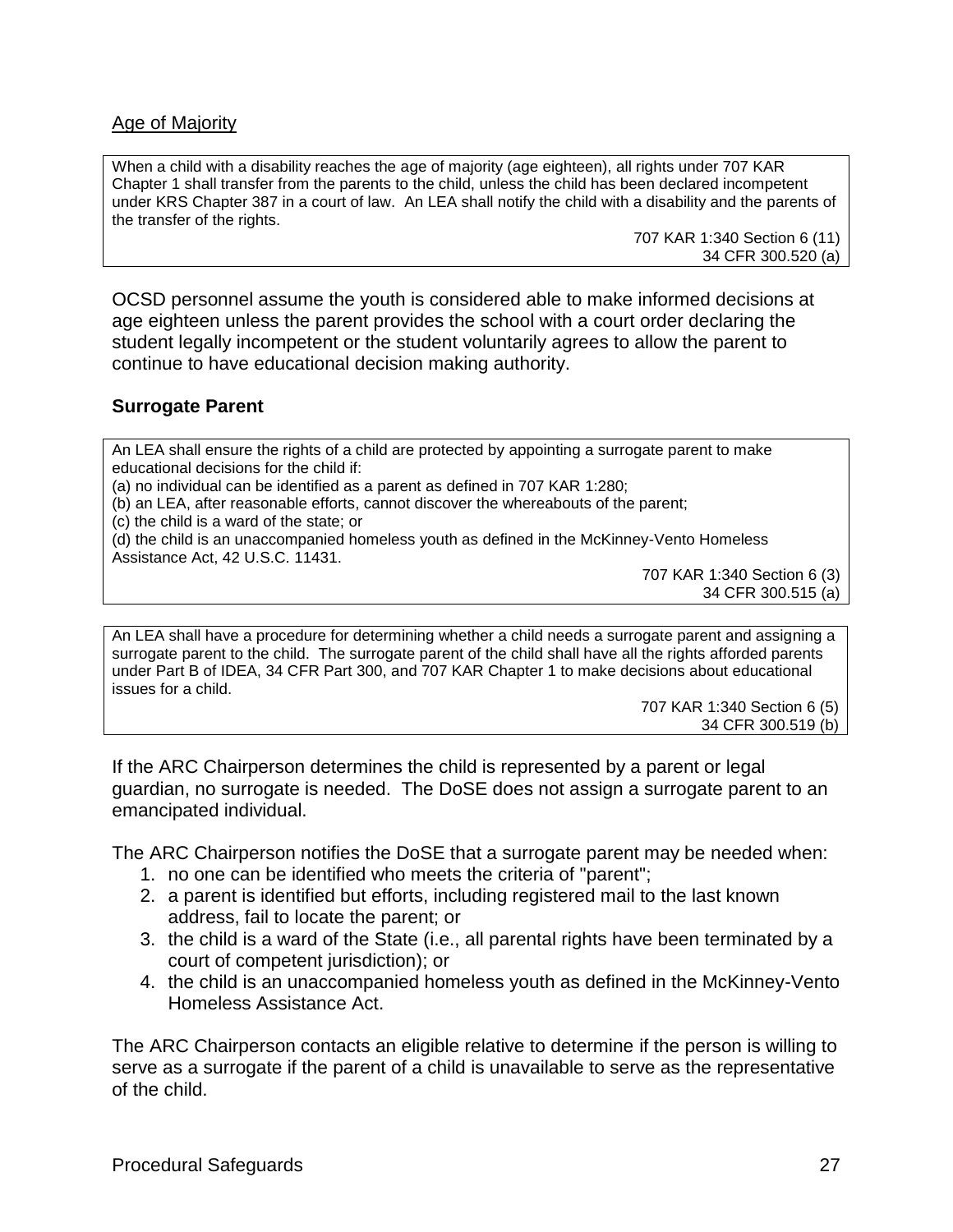Age of Majority

> When a child with a disability reaches the age of majority (age eighteen), all rights under 707 KAR Chapter 1 shall transfer from the parents to the child, unless the child has been declared incompetent under KRS Chapter 387 in a court of law. An LEA shall notify the child with a disability and the parents of the transfer of the rights.
>
> 707 KAR 1:340 Section 6 (11)
> 34 CFR 300.520 (a)

OCSD personnel assume the youth is considered able to make informed decisions at age eighteen unless the parent provides the school with a court order declaring the student legally incompetent or the student voluntarily agrees to allow the parent to continue to have educational decision making authority.

### Surrogate Parent

> An LEA shall ensure the rights of a child are protected by appointing a surrogate parent to make educational decisions for the child if:
> (a) no individual can be identified as a parent as defined in 707 KAR 1:280;
> (b) an LEA, after reasonable efforts, cannot discover the whereabouts of the parent;
> (c) the child is a ward of the state; or
> (d) the child is an unaccompanied homeless youth as defined in the McKinney-Vento Homeless Assistance Act, 42 U.S.C. 11431.
>
> 707 KAR 1:340 Section 6 (3)
> 34 CFR 300.515 (a)

> An LEA shall have a procedure for determining whether a child needs a surrogate parent and assigning a surrogate parent to the child. The surrogate parent of the child shall have all the rights afforded parents under Part B of IDEA, 34 CFR Part 300, and 707 KAR Chapter 1 to make decisions about educational issues for a child.
>
> 707 KAR 1:340 Section 6 (5)
> 34 CFR 300.519 (b)

If the ARC Chairperson determines the child is represented by a parent or legal guardian, no surrogate is needed. The DoSE does not assign a surrogate parent to an emancipated individual.

The ARC Chairperson notifies the DoSE that a surrogate parent may be needed when:

1. no one can be identified who meets the criteria of "parent";
2. a parent is identified but efforts, including registered mail to the last known address, fail to locate the parent; or
3. the child is a ward of the State (i.e., all parental rights have been terminated by a court of competent jurisdiction); or
4. the child is an unaccompanied homeless youth as defined in the McKinney-Vento Homeless Assistance Act.

The ARC Chairperson contacts an eligible relative to determine if the person is willing to serve as a surrogate if the parent of a child is unavailable to serve as the representative of the child.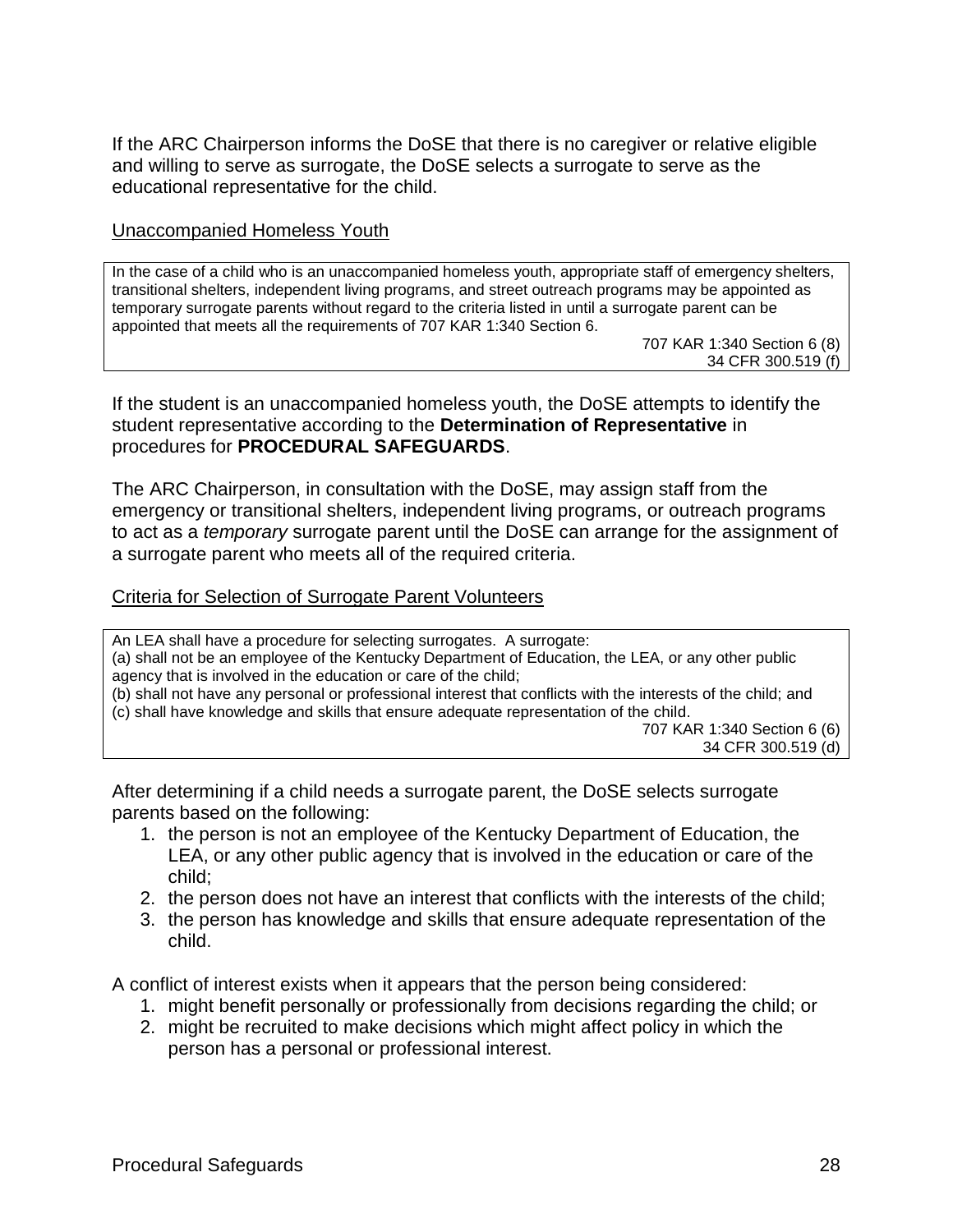If the ARC Chairperson informs the DoSE that there is no caregiver or relative eligible and willing to serve as surrogate, the DoSE selects a surrogate to serve as the educational representative for the child.

Unaccompanied Homeless Youth

> In the case of a child who is an unaccompanied homeless youth, appropriate staff of emergency shelters, transitional shelters, independent living programs, and street outreach programs may be appointed as temporary surrogate parents without regard to the criteria listed in until a surrogate parent can be appointed that meets all the requirements of 707 KAR 1:340 Section 6.
>
> 707 KAR 1:340 Section 6 (8)
> 34 CFR 300.519 (f)

If the student is an unaccompanied homeless youth, the DoSE attempts to identify the student representative according to the **Determination of Representative** in procedures for **PROCEDURAL SAFEGUARDS**.

The ARC Chairperson, in consultation with the DoSE, may assign staff from the emergency or transitional shelters, independent living programs, or outreach programs to act as a *temporary* surrogate parent until the DoSE can arrange for the assignment of a surrogate parent who meets all of the required criteria.

Criteria for Selection of Surrogate Parent Volunteers

> An LEA shall have a procedure for selecting surrogates. A surrogate:
> (a) shall not be an employee of the Kentucky Department of Education, the LEA, or any other public agency that is involved in the education or care of the child;
> (b) shall not have any personal or professional interest that conflicts with the interests of the child; and
> (c) shall have knowledge and skills that ensure adequate representation of the child.
>
> 707 KAR 1:340 Section 6 (6)
> 34 CFR 300.519 (d)

After determining if a child needs a surrogate parent, the DoSE selects surrogate parents based on the following:

1. the person is not an employee of the Kentucky Department of Education, the LEA, or any other public agency that is involved in the education or care of the child;
2. the person does not have an interest that conflicts with the interests of the child;
3. the person has knowledge and skills that ensure adequate representation of the child.

A conflict of interest exists when it appears that the person being considered:

1. might benefit personally or professionally from decisions regarding the child; or
2. might be recruited to make decisions which might affect policy in which the person has a personal or professional interest.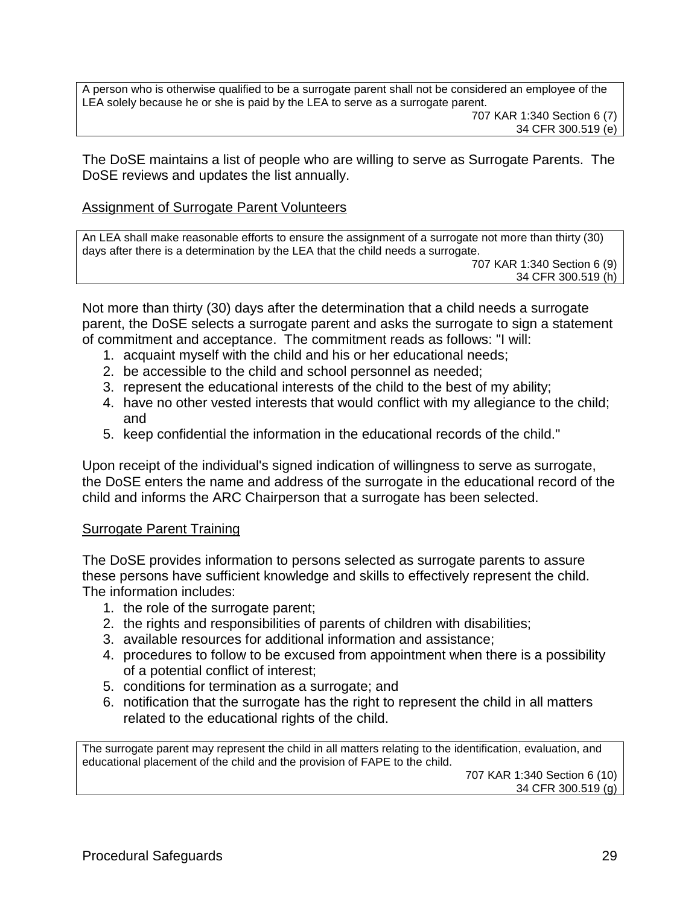> A person who is otherwise qualified to be a surrogate parent shall not be considered an employee of the LEA solely because he or she is paid by the LEA to serve as a surrogate parent.
>
> 707 KAR 1:340 Section 6 (7)
> 34 CFR 300.519 (e)

The DoSE maintains a list of people who are willing to serve as Surrogate Parents. The DoSE reviews and updates the list annually.

<u>Assignment of Surrogate Parent Volunteers</u>

> An LEA shall make reasonable efforts to ensure the assignment of a surrogate not more than thirty (30) days after there is a determination by the LEA that the child needs a surrogate.
>
> 707 KAR 1:340 Section 6 (9)
> 34 CFR 300.519 (h)

Not more than thirty (30) days after the determination that a child needs a surrogate parent, the DoSE selects a surrogate parent and asks the surrogate to sign a statement of commitment and acceptance. The commitment reads as follows: "I will:

1. acquaint myself with the child and his or her educational needs;
2. be accessible to the child and school personnel as needed;
3. represent the educational interests of the child to the best of my ability;
4. have no other vested interests that would conflict with my allegiance to the child; and
5. keep confidential the information in the educational records of the child."

Upon receipt of the individual's signed indication of willingness to serve as surrogate, the DoSE enters the name and address of the surrogate in the educational record of the child and informs the ARC Chairperson that a surrogate has been selected.

<u>Surrogate Parent Training</u>

The DoSE provides information to persons selected as surrogate parents to assure these persons have sufficient knowledge and skills to effectively represent the child. The information includes:

1. the role of the surrogate parent;
2. the rights and responsibilities of parents of children with disabilities;
3. available resources for additional information and assistance;
4. procedures to follow to be excused from appointment when there is a possibility of a potential conflict of interest;
5. conditions for termination as a surrogate; and
6. notification that the surrogate has the right to represent the child in all matters related to the educational rights of the child.

> The surrogate parent may represent the child in all matters relating to the identification, evaluation, and educational placement of the child and the provision of FAPE to the child.
>
> 707 KAR 1:340 Section 6 (10)
> 34 CFR 300.519 (g)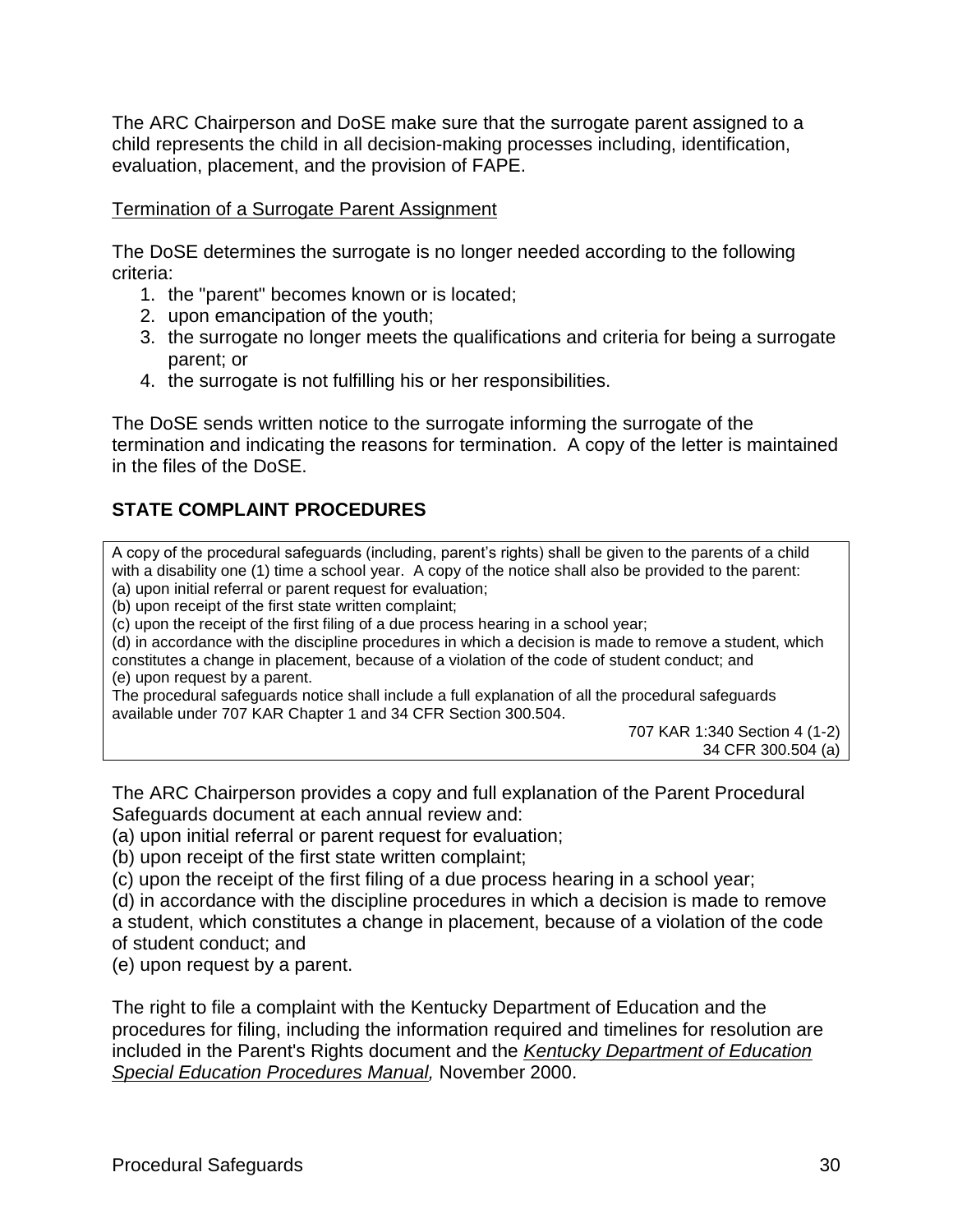The ARC Chairperson and DoSE make sure that the surrogate parent assigned to a child represents the child in all decision-making processes including, identification, evaluation, placement, and the provision of FAPE.

Termination of a Surrogate Parent Assignment

The DoSE determines the surrogate is no longer needed according to the following criteria:

1. the "parent" becomes known or is located;
2. upon emancipation of the youth;
3. the surrogate no longer meets the qualifications and criteria for being a surrogate parent; or
4. the surrogate is not fulfilling his or her responsibilities.

The DoSE sends written notice to the surrogate informing the surrogate of the termination and indicating the reasons for termination. A copy of the letter is maintained in the files of the DoSE.

## STATE COMPLAINT PROCEDURES

> A copy of the procedural safeguards (including, parent's rights) shall be given to the parents of a child with a disability one (1) time a school year. A copy of the notice shall also be provided to the parent:
> (a) upon initial referral or parent request for evaluation;
> (b) upon receipt of the first state written complaint;
> (c) upon the receipt of the first filing of a due process hearing in a school year;
> (d) in accordance with the discipline procedures in which a decision is made to remove a student, which constitutes a change in placement, because of a violation of the code of student conduct; and
> (e) upon request by a parent.
> The procedural safeguards notice shall include a full explanation of all the procedural safeguards available under 707 KAR Chapter 1 and 34 CFR Section 300.504.
>
> 707 KAR 1:340 Section 4 (1-2)
> 34 CFR 300.504 (a)

The ARC Chairperson provides a copy and full explanation of the Parent Procedural Safeguards document at each annual review and:
(a) upon initial referral or parent request for evaluation;
(b) upon receipt of the first state written complaint;
(c) upon the receipt of the first filing of a due process hearing in a school year;
(d) in accordance with the discipline procedures in which a decision is made to remove a student, which constitutes a change in placement, because of a violation of the code of student conduct; and
(e) upon request by a parent.

The right to file a complaint with the Kentucky Department of Education and the procedures for filing, including the information required and timelines for resolution are included in the Parent's Rights document and the *Kentucky Department of Education Special Education Procedures Manual,* November 2000.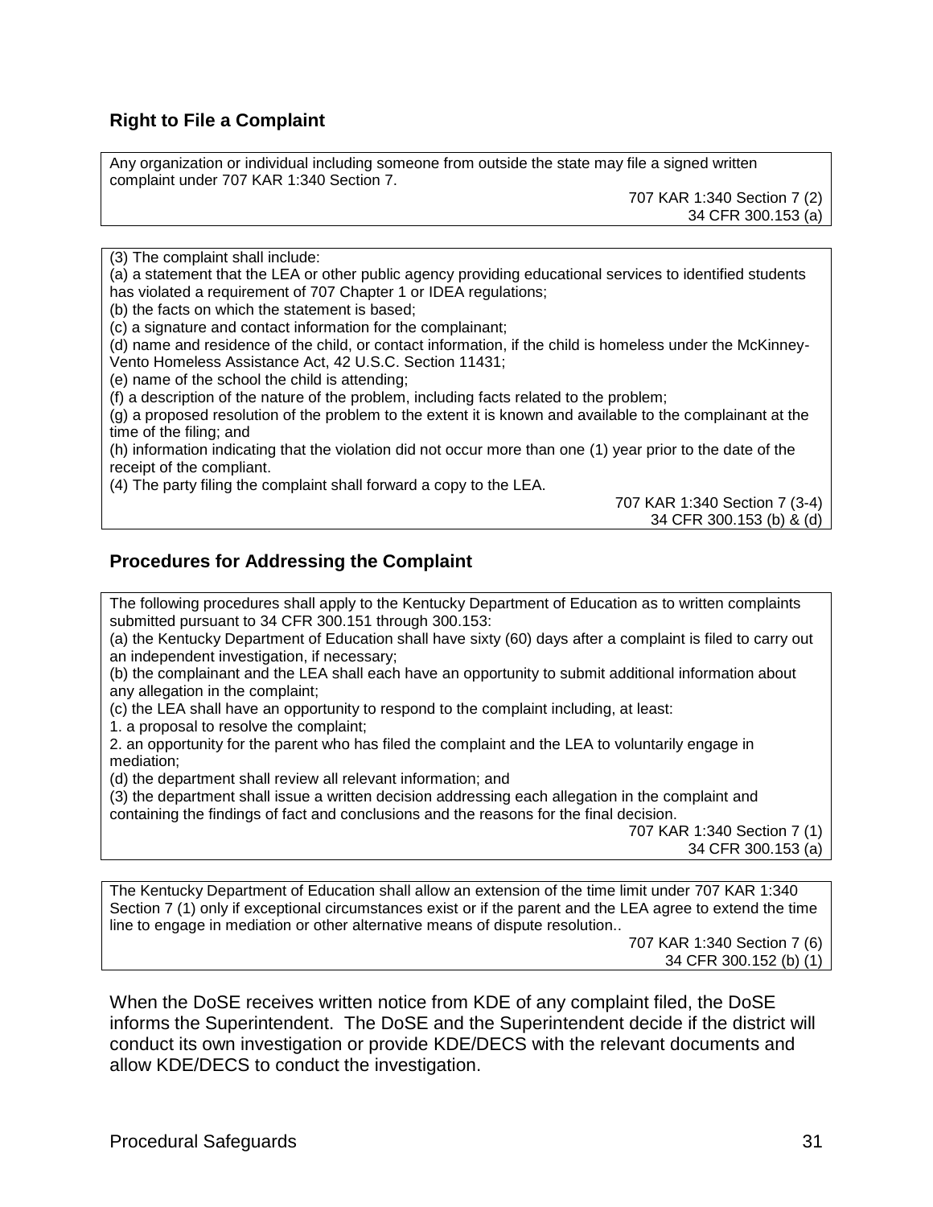## Right to File a Complaint

Any organization or individual including someone from outside the state may file a signed written complaint under 707 KAR 1:340 Section 7.

707 KAR 1:340 Section 7 (2)
34 CFR 300.153 (a)

(3) The complaint shall include:
(a) a statement that the LEA or other public agency providing educational services to identified students has violated a requirement of 707 Chapter 1 or IDEA regulations;
(b) the facts on which the statement is based;
(c) a signature and contact information for the complainant;
(d) name and residence of the child, or contact information, if the child is homeless under the McKinney-Vento Homeless Assistance Act, 42 U.S.C. Section 11431;
(e) name of the school the child is attending;
(f) a description of the nature of the problem, including facts related to the problem;
(g) a proposed resolution of the problem to the extent it is known and available to the complainant at the time of the filing; and
(h) information indicating that the violation did not occur more than one (1) year prior to the date of the receipt of the compliant.
(4) The party filing the complaint shall forward a copy to the LEA.

707 KAR 1:340 Section 7 (3-4)
34 CFR 300.153 (b) & (d)

## Procedures for Addressing the Complaint

The following procedures shall apply to the Kentucky Department of Education as to written complaints submitted pursuant to 34 CFR 300.151 through 300.153:
(a) the Kentucky Department of Education shall have sixty (60) days after a complaint is filed to carry out an independent investigation, if necessary;
(b) the complainant and the LEA shall each have an opportunity to submit additional information about any allegation in the complaint;
(c) the LEA shall have an opportunity to respond to the complaint including, at least:
1. a proposal to resolve the complaint;
2. an opportunity for the parent who has filed the complaint and the LEA to voluntarily engage in mediation;
(d) the department shall review all relevant information; and
(3) the department shall issue a written decision addressing each allegation in the complaint and containing the findings of fact and conclusions and the reasons for the final decision.

707 KAR 1:340 Section 7 (1)
34 CFR 300.153 (a)

The Kentucky Department of Education shall allow an extension of the time limit under 707 KAR 1:340 Section 7 (1) only if exceptional circumstances exist or if the parent and the LEA agree to extend the time line to engage in mediation or other alternative means of dispute resolution..

707 KAR 1:340 Section 7 (6)
34 CFR 300.152 (b) (1)

When the DoSE receives written notice from KDE of any complaint filed, the DoSE informs the Superintendent. The DoSE and the Superintendent decide if the district will conduct its own investigation or provide KDE/DECS with the relevant documents and allow KDE/DECS to conduct the investigation.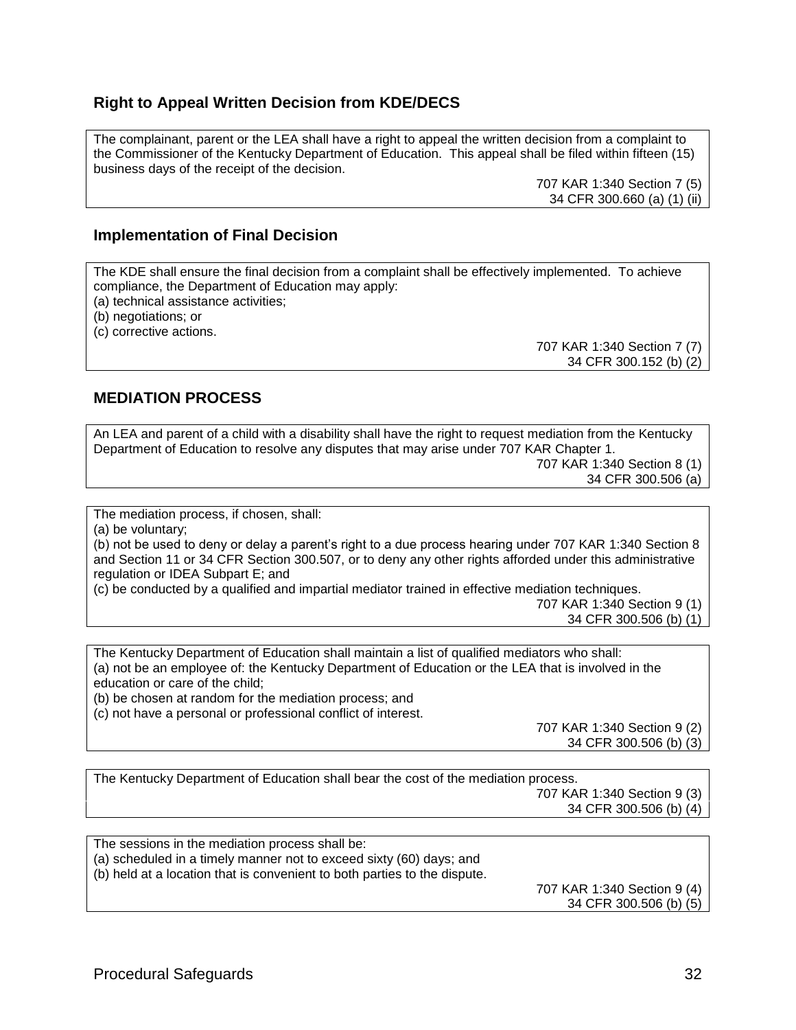## Right to Appeal Written Decision from KDE/DECS

The complainant, parent or the LEA shall have a right to appeal the written decision from a complaint to the Commissioner of the Kentucky Department of Education. This appeal shall be filed within fifteen (15) business days of the receipt of the decision.

707 KAR 1:340 Section 7 (5)
34 CFR 300.660 (a) (1) (ii)

## Implementation of Final Decision

The KDE shall ensure the final decision from a complaint shall be effectively implemented. To achieve compliance, the Department of Education may apply:
(a) technical assistance activities;
(b) negotiations; or
(c) corrective actions.

707 KAR 1:340 Section 7 (7)
34 CFR 300.152 (b) (2)

## MEDIATION PROCESS

An LEA and parent of a child with a disability shall have the right to request mediation from the Kentucky Department of Education to resolve any disputes that may arise under 707 KAR Chapter 1.

707 KAR 1:340 Section 8 (1)
34 CFR 300.506 (a)

The mediation process, if chosen, shall:
(a) be voluntary;
(b) not be used to deny or delay a parent's right to a due process hearing under 707 KAR 1:340 Section 8 and Section 11 or 34 CFR Section 300.507, or to deny any other rights afforded under this administrative regulation or IDEA Subpart E; and
(c) be conducted by a qualified and impartial mediator trained in effective mediation techniques.

707 KAR 1:340 Section 9 (1)
34 CFR 300.506 (b) (1)

The Kentucky Department of Education shall maintain a list of qualified mediators who shall:
(a) not be an employee of: the Kentucky Department of Education or the LEA that is involved in the education or care of the child;
(b) be chosen at random for the mediation process; and
(c) not have a personal or professional conflict of interest.

707 KAR 1:340 Section 9 (2)
34 CFR 300.506 (b) (3)

The Kentucky Department of Education shall bear the cost of the mediation process.

707 KAR 1:340 Section 9 (3)
34 CFR 300.506 (b) (4)

The sessions in the mediation process shall be:
(a) scheduled in a timely manner not to exceed sixty (60) days; and
(b) held at a location that is convenient to both parties to the dispute.

707 KAR 1:340 Section 9 (4)
34 CFR 300.506 (b) (5)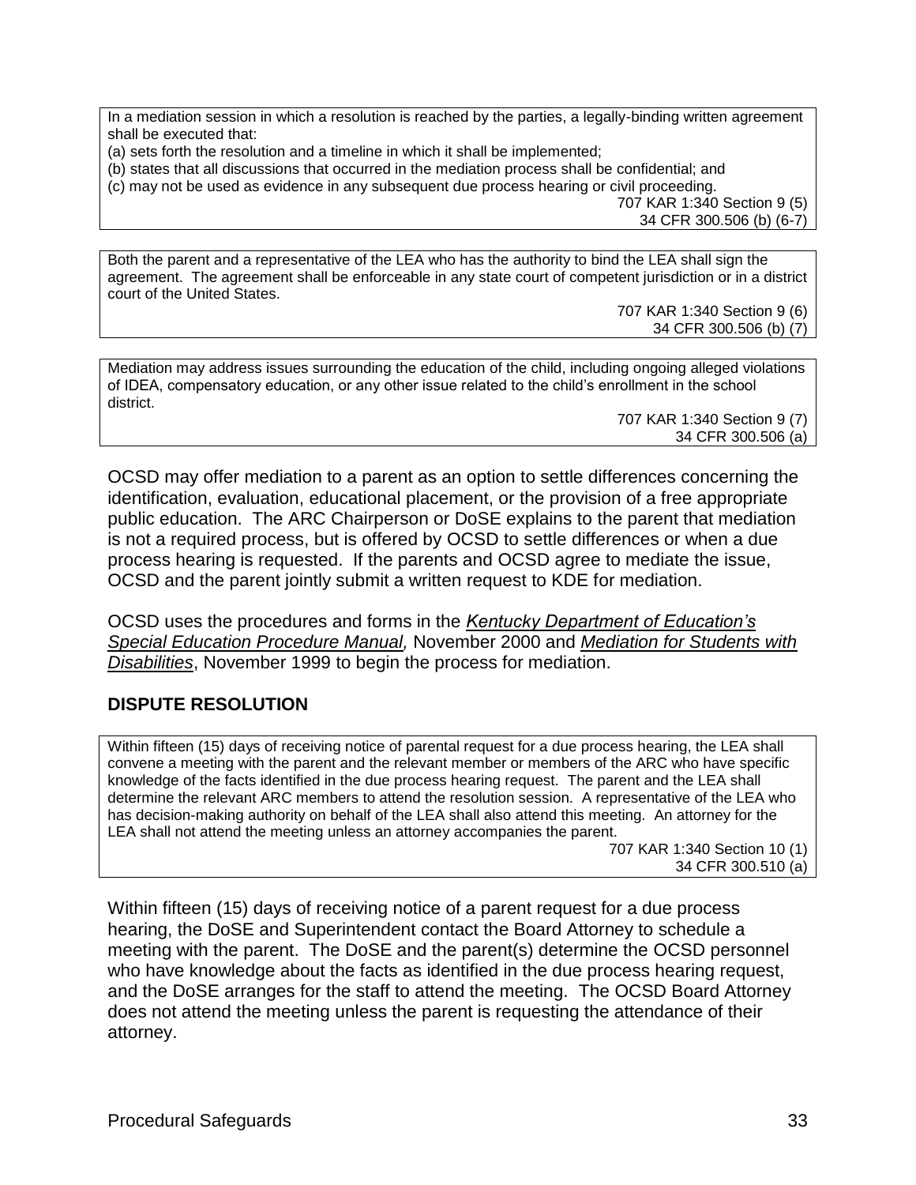In a mediation session in which a resolution is reached by the parties, a legally-binding written agreement shall be executed that:
(a) sets forth the resolution and a timeline in which it shall be implemented;
(b) states that all discussions that occurred in the mediation process shall be confidential; and
(c) may not be used as evidence in any subsequent due process hearing or civil proceeding.

707 KAR 1:340 Section 9 (5)
34 CFR 300.506 (b) (6-7)

Both the parent and a representative of the LEA who has the authority to bind the LEA shall sign the agreement. The agreement shall be enforceable in any state court of competent jurisdiction or in a district court of the United States.

707 KAR 1:340 Section 9 (6)
34 CFR 300.506 (b) (7)

Mediation may address issues surrounding the education of the child, including ongoing alleged violations of IDEA, compensatory education, or any other issue related to the child's enrollment in the school district.

707 KAR 1:340 Section 9 (7)
34 CFR 300.506 (a)

OCSD may offer mediation to a parent as an option to settle differences concerning the identification, evaluation, educational placement, or the provision of a free appropriate public education. The ARC Chairperson or DoSE explains to the parent that mediation is not a required process, but is offered by OCSD to settle differences or when a due process hearing is requested. If the parents and OCSD agree to mediate the issue, OCSD and the parent jointly submit a written request to KDE for mediation.

OCSD uses the procedures and forms in the *Kentucky Department of Education's Special Education Procedure Manual,* November 2000 and *Mediation for Students with Disabilities*, November 1999 to begin the process for mediation.

## DISPUTE RESOLUTION

Within fifteen (15) days of receiving notice of parental request for a due process hearing, the LEA shall convene a meeting with the parent and the relevant member or members of the ARC who have specific knowledge of the facts identified in the due process hearing request. The parent and the LEA shall determine the relevant ARC members to attend the resolution session. A representative of the LEA who has decision-making authority on behalf of the LEA shall also attend this meeting. An attorney for the LEA shall not attend the meeting unless an attorney accompanies the parent.

707 KAR 1:340 Section 10 (1)
34 CFR 300.510 (a)

Within fifteen (15) days of receiving notice of a parent request for a due process hearing, the DoSE and Superintendent contact the Board Attorney to schedule a meeting with the parent. The DoSE and the parent(s) determine the OCSD personnel who have knowledge about the facts as identified in the due process hearing request, and the DoSE arranges for the staff to attend the meeting. The OCSD Board Attorney does not attend the meeting unless the parent is requesting the attendance of their attorney.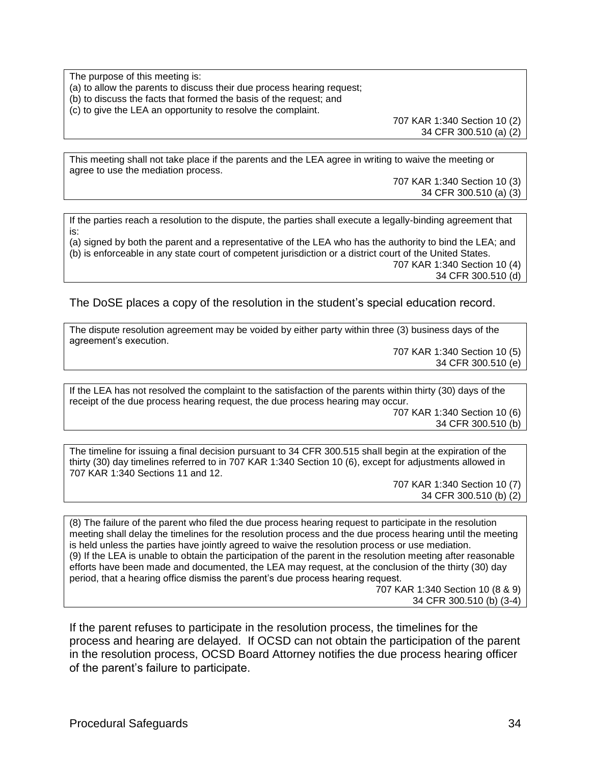The purpose of this meeting is:
(a) to allow the parents to discuss their due process hearing request;
(b) to discuss the facts that formed the basis of the request; and
(c) to give the LEA an opportunity to resolve the complaint.

707 KAR 1:340 Section 10 (2)
34 CFR 300.510 (a) (2)

This meeting shall not take place if the parents and the LEA agree in writing to waive the meeting or agree to use the mediation process.

707 KAR 1:340 Section 10 (3)
34 CFR 300.510 (a) (3)

If the parties reach a resolution to the dispute, the parties shall execute a legally-binding agreement that is:
(a) signed by both the parent and a representative of the LEA who has the authority to bind the LEA; and
(b) is enforceable in any state court of competent jurisdiction or a district court of the United States.

707 KAR 1:340 Section 10 (4)
34 CFR 300.510 (d)

The DoSE places a copy of the resolution in the student's special education record.

The dispute resolution agreement may be voided by either party within three (3) business days of the agreement's execution.

707 KAR 1:340 Section 10 (5)
34 CFR 300.510 (e)

If the LEA has not resolved the complaint to the satisfaction of the parents within thirty (30) days of the receipt of the due process hearing request, the due process hearing may occur.

707 KAR 1:340 Section 10 (6)
34 CFR 300.510 (b)

The timeline for issuing a final decision pursuant to 34 CFR 300.515 shall begin at the expiration of the thirty (30) day timelines referred to in 707 KAR 1:340 Section 10 (6), except for adjustments allowed in 707 KAR 1:340 Sections 11 and 12.

707 KAR 1:340 Section 10 (7)
34 CFR 300.510 (b) (2)

(8) The failure of the parent who filed the due process hearing request to participate in the resolution meeting shall delay the timelines for the resolution process and the due process hearing until the meeting is held unless the parties have jointly agreed to waive the resolution process or use mediation.
(9) If the LEA is unable to obtain the participation of the parent in the resolution meeting after reasonable efforts have been made and documented, the LEA may request, at the conclusion of the thirty (30) day period, that a hearing office dismiss the parent's due process hearing request.

707 KAR 1:340 Section 10 (8 & 9)
34 CFR 300.510 (b) (3-4)

If the parent refuses to participate in the resolution process, the timelines for the process and hearing are delayed. If OCSD can not obtain the participation of the parent in the resolution process, OCSD Board Attorney notifies the due process hearing officer of the parent's failure to participate.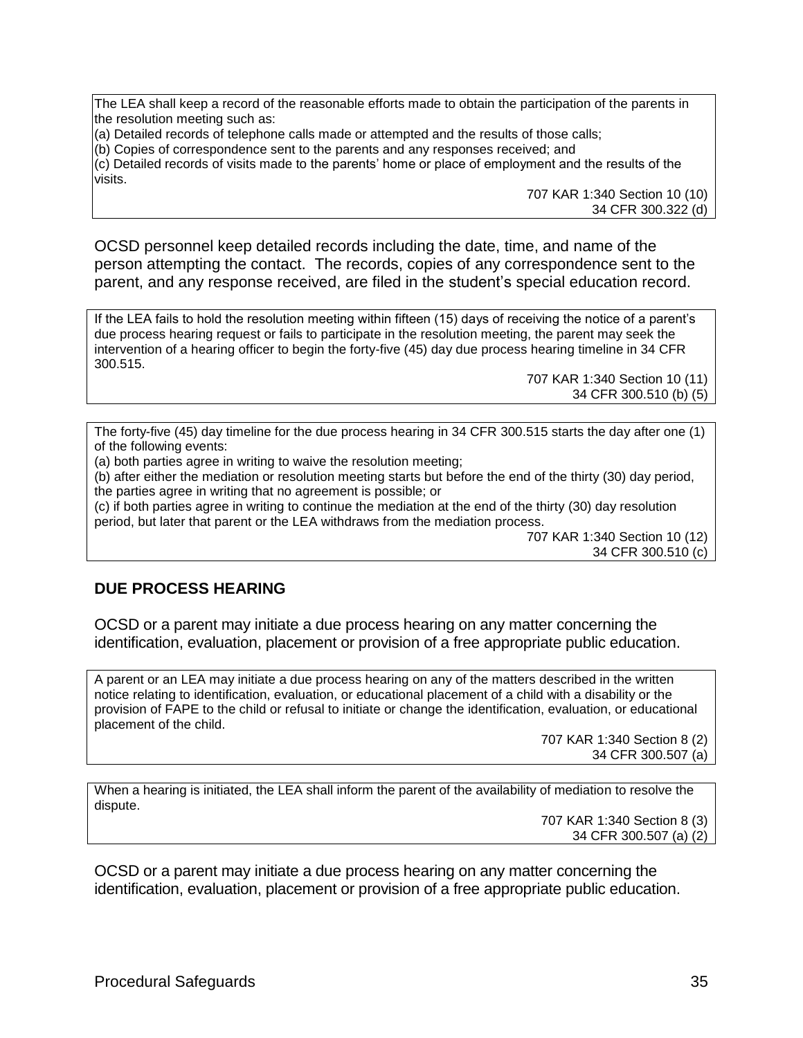The LEA shall keep a record of the reasonable efforts made to obtain the participation of the parents in the resolution meeting such as:
(a) Detailed records of telephone calls made or attempted and the results of those calls;
(b) Copies of correspondence sent to the parents and any responses received; and
(c) Detailed records of visits made to the parents' home or place of employment and the results of the visits.

707 KAR 1:340 Section 10 (10)
34 CFR 300.322 (d)

OCSD personnel keep detailed records including the date, time, and name of the person attempting the contact. The records, copies of any correspondence sent to the parent, and any response received, are filed in the student's special education record.

If the LEA fails to hold the resolution meeting within fifteen (15) days of receiving the notice of a parent's due process hearing request or fails to participate in the resolution meeting, the parent may seek the intervention of a hearing officer to begin the forty-five (45) day due process hearing timeline in 34 CFR 300.515.

707 KAR 1:340 Section 10 (11)
34 CFR 300.510 (b) (5)

The forty-five (45) day timeline for the due process hearing in 34 CFR 300.515 starts the day after one (1) of the following events:
(a) both parties agree in writing to waive the resolution meeting;
(b) after either the mediation or resolution meeting starts but before the end of the thirty (30) day period, the parties agree in writing that no agreement is possible; or
(c) if both parties agree in writing to continue the mediation at the end of the thirty (30) day resolution period, but later that parent or the LEA withdraws from the mediation process.

707 KAR 1:340 Section 10 (12)
34 CFR 300.510 (c)

## DUE PROCESS HEARING

OCSD or a parent may initiate a due process hearing on any matter concerning the identification, evaluation, placement or provision of a free appropriate public education.

A parent or an LEA may initiate a due process hearing on any of the matters described in the written notice relating to identification, evaluation, or educational placement of a child with a disability or the provision of FAPE to the child or refusal to initiate or change the identification, evaluation, or educational placement of the child.

707 KAR 1:340 Section 8 (2)
34 CFR 300.507 (a)

When a hearing is initiated, the LEA shall inform the parent of the availability of mediation to resolve the dispute.

707 KAR 1:340 Section 8 (3)
34 CFR 300.507 (a) (2)

OCSD or a parent may initiate a due process hearing on any matter concerning the identification, evaluation, placement or provision of a free appropriate public education.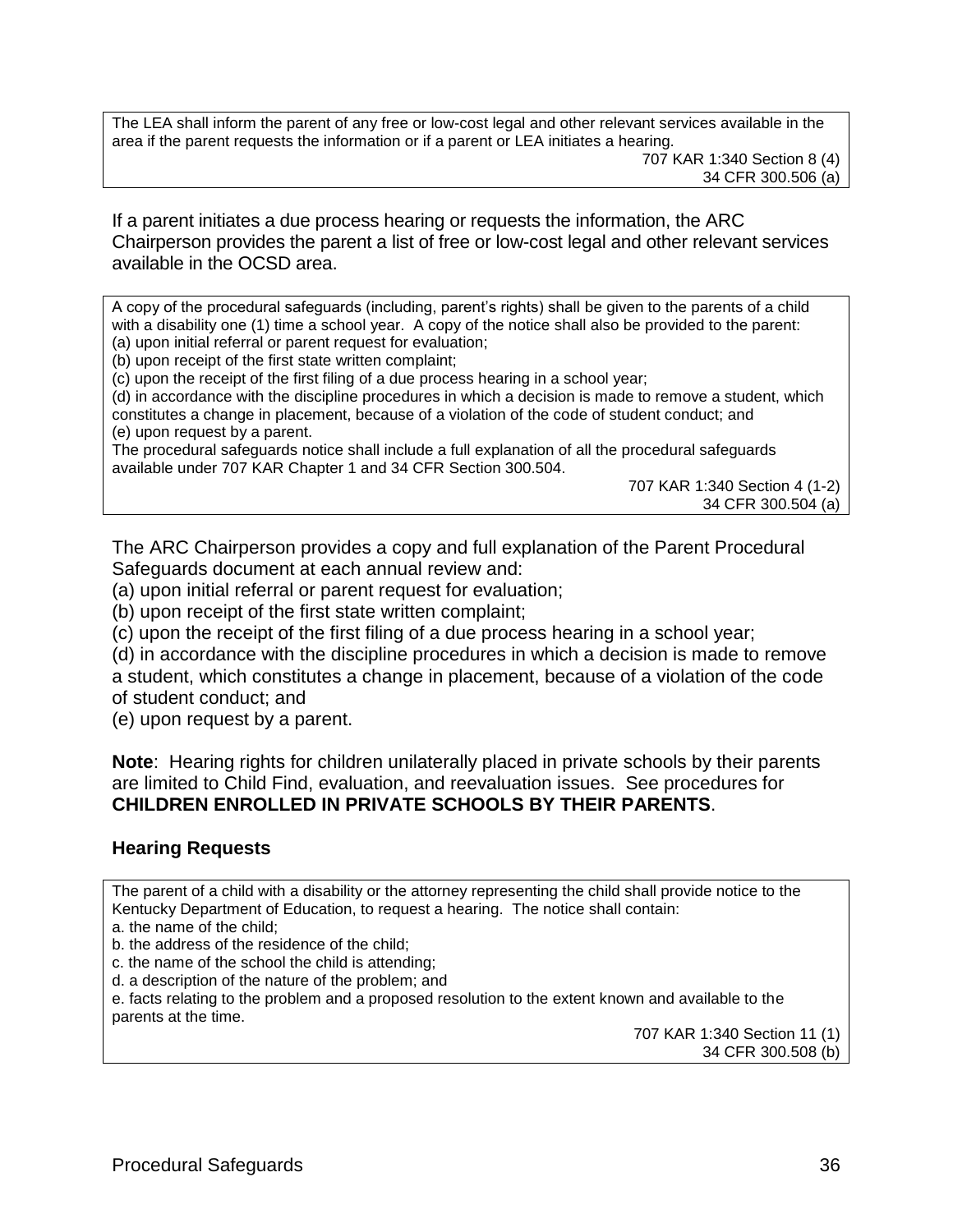> The LEA shall inform the parent of any free or low-cost legal and other relevant services available in the area if the parent requests the information or if a parent or LEA initiates a hearing.
>
> 707 KAR 1:340 Section 8 (4)
> 34 CFR 300.506 (a)

If a parent initiates a due process hearing or requests the information, the ARC Chairperson provides the parent a list of free or low-cost legal and other relevant services available in the OCSD area.

> A copy of the procedural safeguards (including, parent's rights) shall be given to the parents of a child with a disability one (1) time a school year. A copy of the notice shall also be provided to the parent:
> (a) upon initial referral or parent request for evaluation;
> (b) upon receipt of the first state written complaint;
> (c) upon the receipt of the first filing of a due process hearing in a school year;
> (d) in accordance with the discipline procedures in which a decision is made to remove a student, which constitutes a change in placement, because of a violation of the code of student conduct; and
> (e) upon request by a parent.
> The procedural safeguards notice shall include a full explanation of all the procedural safeguards available under 707 KAR Chapter 1 and 34 CFR Section 300.504.
>
> 707 KAR 1:340 Section 4 (1-2)
> 34 CFR 300.504 (a)

The ARC Chairperson provides a copy and full explanation of the Parent Procedural Safeguards document at each annual review and:
(a) upon initial referral or parent request for evaluation;
(b) upon receipt of the first state written complaint;
(c) upon the receipt of the first filing of a due process hearing in a school year;
(d) in accordance with the discipline procedures in which a decision is made to remove a student, which constitutes a change in placement, because of a violation of the code of student conduct; and
(e) upon request by a parent.

**Note**: Hearing rights for children unilaterally placed in private schools by their parents are limited to Child Find, evaluation, and reevaluation issues. See procedures for **CHILDREN ENROLLED IN PRIVATE SCHOOLS BY THEIR PARENTS**.

### Hearing Requests

> The parent of a child with a disability or the attorney representing the child shall provide notice to the Kentucky Department of Education, to request a hearing. The notice shall contain:
> a. the name of the child;
> b. the address of the residence of the child;
> c. the name of the school the child is attending;
> d. a description of the nature of the problem; and
> e. facts relating to the problem and a proposed resolution to the extent known and available to the parents at the time.
>
> 707 KAR 1:340 Section 11 (1)
> 34 CFR 300.508 (b)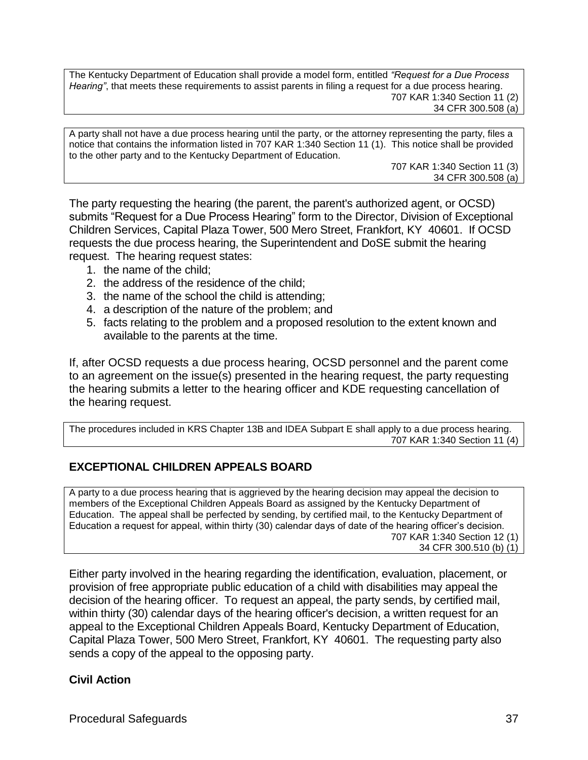The Kentucky Department of Education shall provide a model form, entitled *"Request for a Due Process Hearing"*, that meets these requirements to assist parents in filing a request for a due process hearing.
707 KAR 1:340 Section 11 (2)
34 CFR 300.508 (a)

A party shall not have a due process hearing until the party, or the attorney representing the party, files a notice that contains the information listed in 707 KAR 1:340 Section 11 (1). This notice shall be provided to the other party and to the Kentucky Department of Education.
707 KAR 1:340 Section 11 (3)
34 CFR 300.508 (a)

The party requesting the hearing (the parent, the parent's authorized agent, or OCSD) submits "Request for a Due Process Hearing" form to the Director, Division of Exceptional Children Services, Capital Plaza Tower, 500 Mero Street, Frankfort, KY 40601. If OCSD requests the due process hearing, the Superintendent and DoSE submit the hearing request. The hearing request states:

1. the name of the child;
2. the address of the residence of the child;
3. the name of the school the child is attending;
4. a description of the nature of the problem; and
5. facts relating to the problem and a proposed resolution to the extent known and available to the parents at the time.

If, after OCSD requests a due process hearing, OCSD personnel and the parent come to an agreement on the issue(s) presented in the hearing request, the party requesting the hearing submits a letter to the hearing officer and KDE requesting cancellation of the hearing request.

The procedures included in KRS Chapter 13B and IDEA Subpart E shall apply to a due process hearing.
707 KAR 1:340 Section 11 (4)

## EXCEPTIONAL CHILDREN APPEALS BOARD

A party to a due process hearing that is aggrieved by the hearing decision may appeal the decision to members of the Exceptional Children Appeals Board as assigned by the Kentucky Department of Education. The appeal shall be perfected by sending, by certified mail, to the Kentucky Department of Education a request for appeal, within thirty (30) calendar days of date of the hearing officer's decision.
707 KAR 1:340 Section 12 (1)
34 CFR 300.510 (b) (1)

Either party involved in the hearing regarding the identification, evaluation, placement, or provision of free appropriate public education of a child with disabilities may appeal the decision of the hearing officer. To request an appeal, the party sends, by certified mail, within thirty (30) calendar days of the hearing officer's decision, a written request for an appeal to the Exceptional Children Appeals Board, Kentucky Department of Education, Capital Plaza Tower, 500 Mero Street, Frankfort, KY 40601. The requesting party also sends a copy of the appeal to the opposing party.

### Civil Action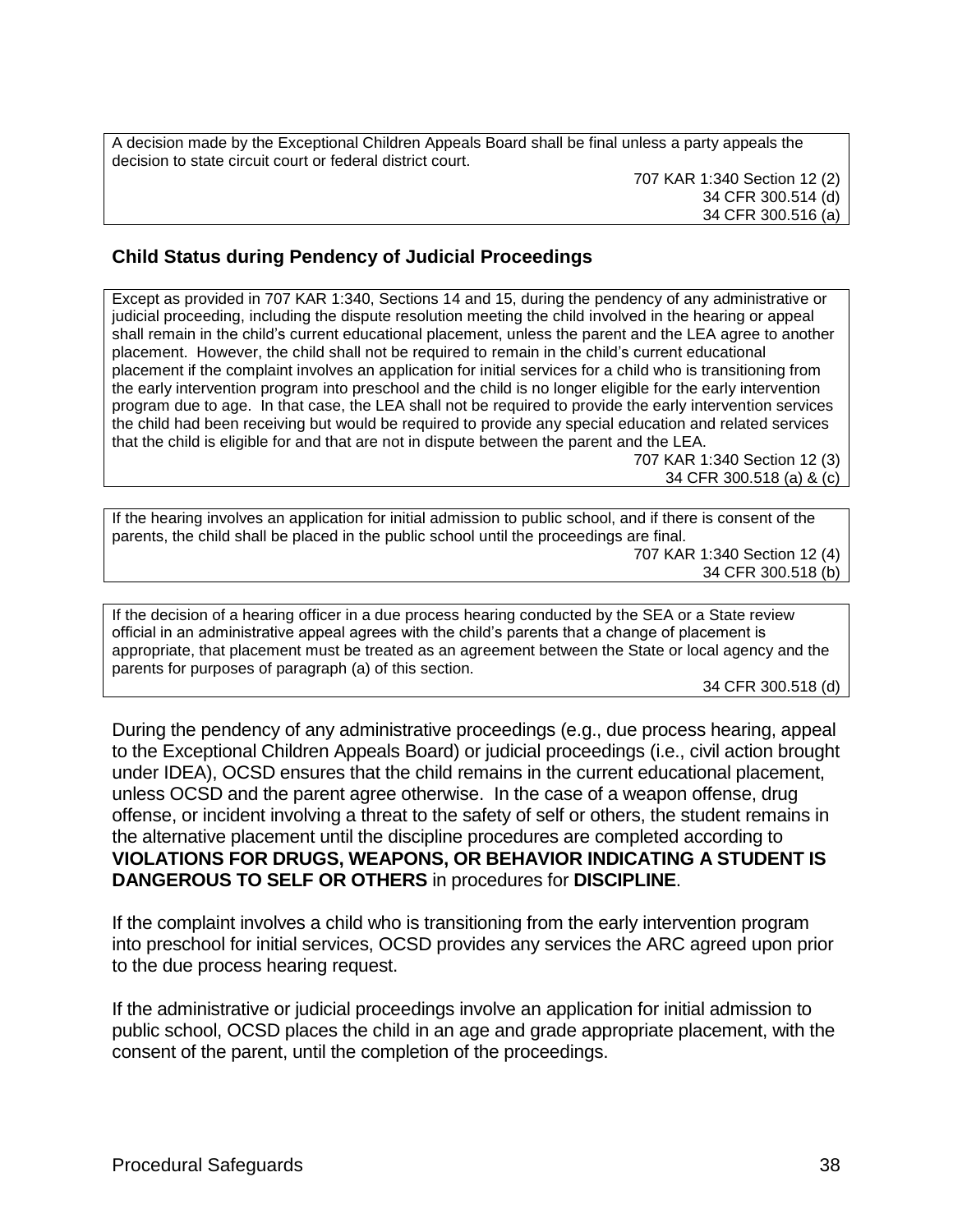A decision made by the Exceptional Children Appeals Board shall be final unless a party appeals the decision to state circuit court or federal district court.

707 KAR 1:340 Section 12 (2)
34 CFR 300.514 (d)
34 CFR 300.516 (a)

## Child Status during Pendency of Judicial Proceedings

Except as provided in 707 KAR 1:340, Sections 14 and 15, during the pendency of any administrative or judicial proceeding, including the dispute resolution meeting the child involved in the hearing or appeal shall remain in the child's current educational placement, unless the parent and the LEA agree to another placement. However, the child shall not be required to remain in the child's current educational placement if the complaint involves an application for initial services for a child who is transitioning from the early intervention program into preschool and the child is no longer eligible for the early intervention program due to age. In that case, the LEA shall not be required to provide the early intervention services the child had been receiving but would be required to provide any special education and related services that the child is eligible for and that are not in dispute between the parent and the LEA.

707 KAR 1:340 Section 12 (3)
34 CFR 300.518 (a) & (c)

If the hearing involves an application for initial admission to public school, and if there is consent of the parents, the child shall be placed in the public school until the proceedings are final.

707 KAR 1:340 Section 12 (4)
34 CFR 300.518 (b)

If the decision of a hearing officer in a due process hearing conducted by the SEA or a State review official in an administrative appeal agrees with the child's parents that a change of placement is appropriate, that placement must be treated as an agreement between the State or local agency and the parents for purposes of paragraph (a) of this section.

34 CFR 300.518 (d)

During the pendency of any administrative proceedings (e.g., due process hearing, appeal to the Exceptional Children Appeals Board) or judicial proceedings (i.e., civil action brought under IDEA), OCSD ensures that the child remains in the current educational placement, unless OCSD and the parent agree otherwise. In the case of a weapon offense, drug offense, or incident involving a threat to the safety of self or others, the student remains in the alternative placement until the discipline procedures are completed according to **VIOLATIONS FOR DRUGS, WEAPONS, OR BEHAVIOR INDICATING A STUDENT IS DANGEROUS TO SELF OR OTHERS** in procedures for **DISCIPLINE**.

If the complaint involves a child who is transitioning from the early intervention program into preschool for initial services, OCSD provides any services the ARC agreed upon prior to the due process hearing request.

If the administrative or judicial proceedings involve an application for initial admission to public school, OCSD places the child in an age and grade appropriate placement, with the consent of the parent, until the completion of the proceedings.